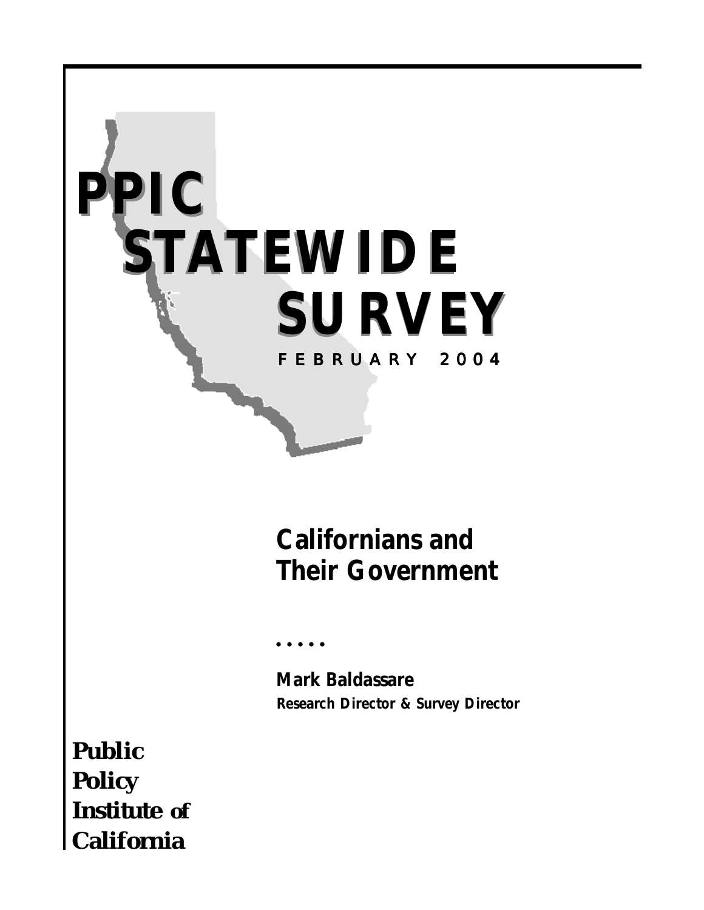# PPIC STATEWIDE SURVEY

FEBRUARY 2004

## Californians and Their Government

• • • • •

**Mark Baldassare**
**Research Director & Survey Director**

**Public Policy Institute of California**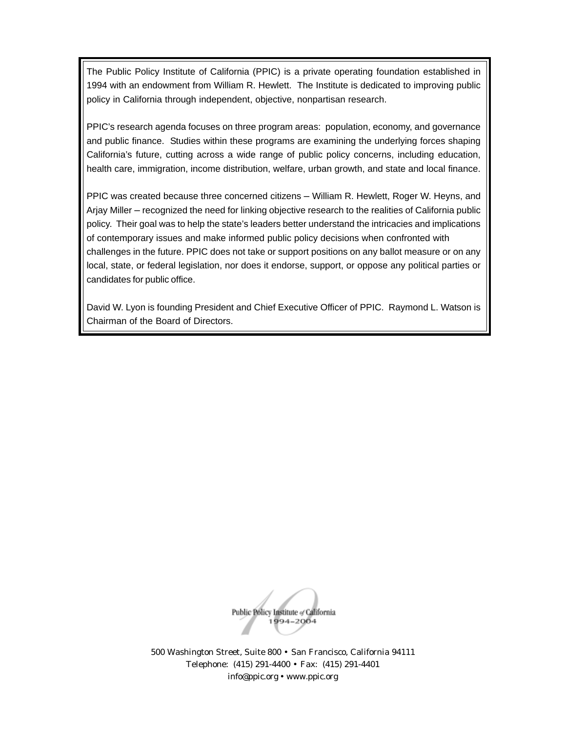The Public Policy Institute of California (PPIC) is a private operating foundation established in 1994 with an endowment from William R. Hewlett. The Institute is dedicated to improving public policy in California through independent, objective, nonpartisan research.

PPIC's research agenda focuses on three program areas: population, economy, and governance and public finance. Studies within these programs are examining the underlying forces shaping California's future, cutting across a wide range of public policy concerns, including education, health care, immigration, income distribution, welfare, urban growth, and state and local finance.

PPIC was created because three concerned citizens – William R. Hewlett, Roger W. Heyns, and Arjay Miller – recognized the need for linking objective research to the realities of California public policy. Their goal was to help the state's leaders better understand the intricacies and implications of contemporary issues and make informed public policy decisions when confronted with challenges in the future. PPIC does not take or support positions on any ballot measure or on any local, state, or federal legislation, nor does it endorse, support, or oppose any political parties or candidates for public office.

David W. Lyon is founding President and Chief Executive Officer of PPIC. Raymond L. Watson is Chairman of the Board of Directors.

Public Policy Institute of California
1994–2004

500 Washington Street, Suite 800 • San Francisco, California 94111
Telephone: (415) 291-4400 • Fax: (415) 291-4401
info@ppic.org • www.ppic.org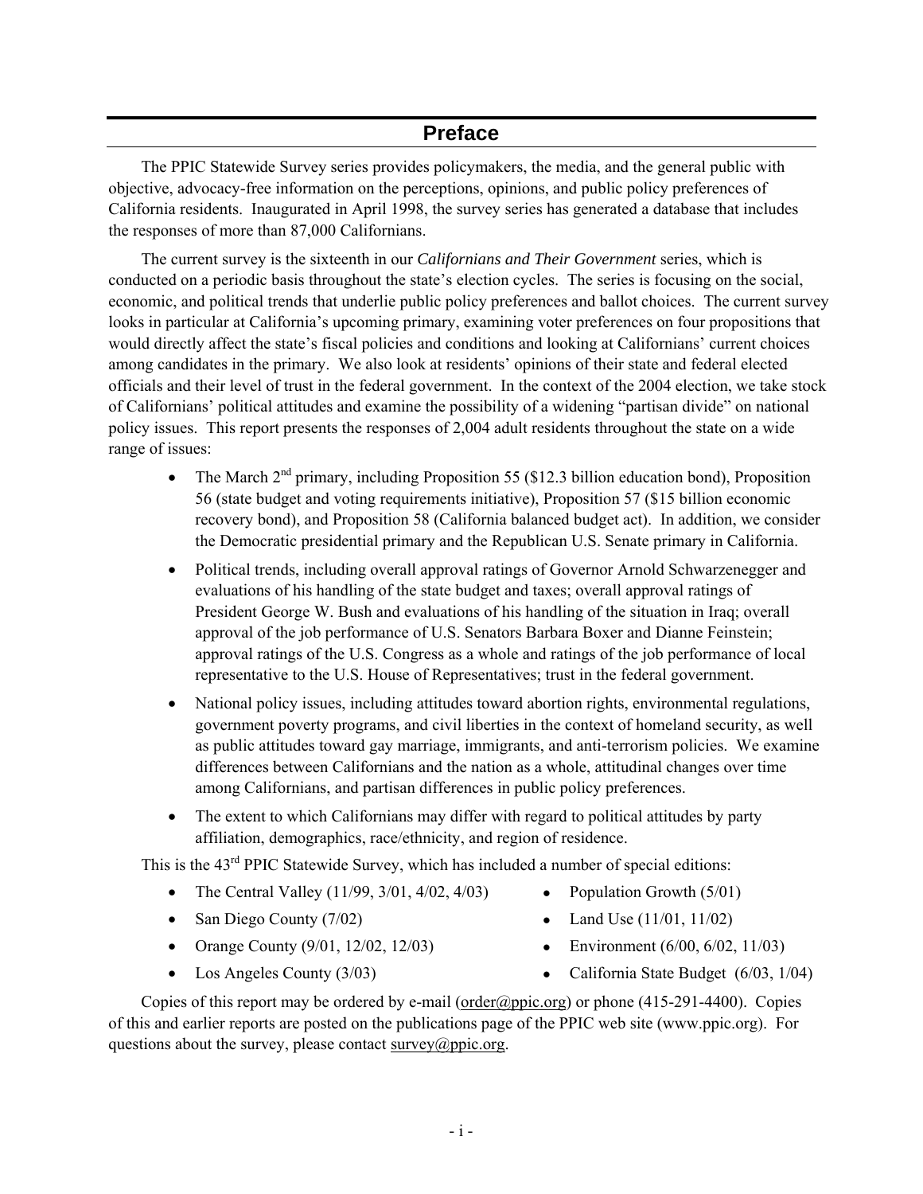## Preface

The PPIC Statewide Survey series provides policymakers, the media, and the general public with objective, advocacy-free information on the perceptions, opinions, and public policy preferences of California residents. Inaugurated in April 1998, the survey series has generated a database that includes the responses of more than 87,000 Californians.

The current survey is the sixteenth in our *Californians and Their Government* series, which is conducted on a periodic basis throughout the state's election cycles. The series is focusing on the social, economic, and political trends that underlie public policy preferences and ballot choices. The current survey looks in particular at California's upcoming primary, examining voter preferences on four propositions that would directly affect the state's fiscal policies and conditions and looking at Californians' current choices among candidates in the primary. We also look at residents' opinions of their state and federal elected officials and their level of trust in the federal government. In the context of the 2004 election, we take stock of Californians' political attitudes and examine the possibility of a widening "partisan divide" on national policy issues. This report presents the responses of 2,004 adult residents throughout the state on a wide range of issues:

- The March 2nd primary, including Proposition 55 ($12.3 billion education bond), Proposition 56 (state budget and voting requirements initiative), Proposition 57 ($15 billion economic recovery bond), and Proposition 58 (California balanced budget act). In addition, we consider the Democratic presidential primary and the Republican U.S. Senate primary in California.
- Political trends, including overall approval ratings of Governor Arnold Schwarzenegger and evaluations of his handling of the state budget and taxes; overall approval ratings of President George W. Bush and evaluations of his handling of the situation in Iraq; overall approval of the job performance of U.S. Senators Barbara Boxer and Dianne Feinstein; approval ratings of the U.S. Congress as a whole and ratings of the job performance of local representative to the U.S. House of Representatives; trust in the federal government.
- National policy issues, including attitudes toward abortion rights, environmental regulations, government poverty programs, and civil liberties in the context of homeland security, as well as public attitudes toward gay marriage, immigrants, and anti-terrorism policies. We examine differences between Californians and the nation as a whole, attitudinal changes over time among Californians, and partisan differences in public policy preferences.
- The extent to which Californians may differ with regard to political attitudes by party affiliation, demographics, race/ethnicity, and region of residence.

This is the 43rd PPIC Statewide Survey, which has included a number of special editions:

- The Central Valley (11/99, 3/01, 4/02, 4/03)
- San Diego County (7/02)
- Orange County (9/01, 12/02, 12/03)
- Los Angeles County (3/03)
- Population Growth (5/01)
- Land Use (11/01, 11/02)
- Environment (6/00, 6/02, 11/03)
- California State Budget (6/03, 1/04)

Copies of this report may be ordered by e-mail (order@ppic.org) or phone (415-291-4400). Copies of this and earlier reports are posted on the publications page of the PPIC web site (www.ppic.org). For questions about the survey, please contact survey@ppic.org.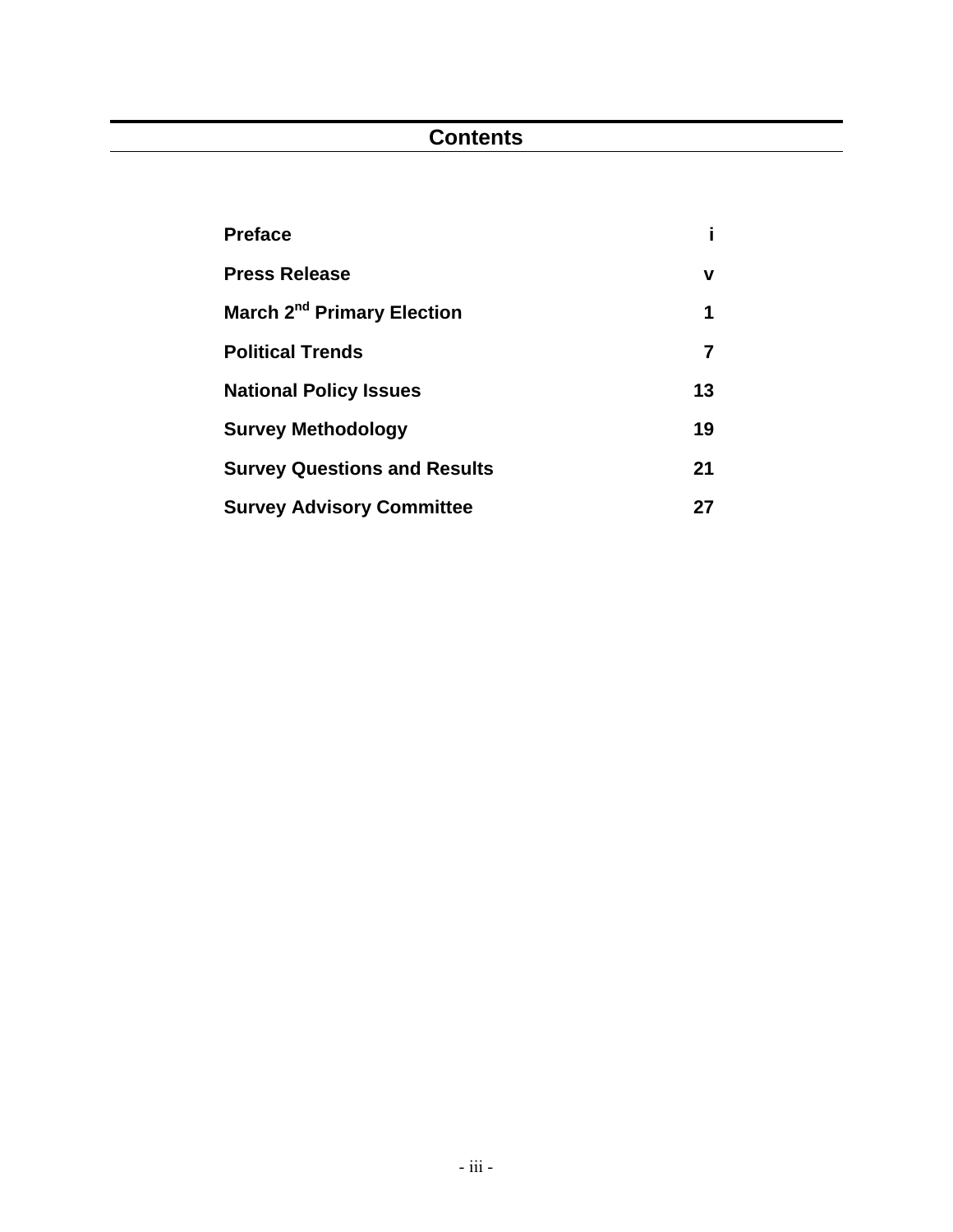# Contents

| | |
|---|---|
| **Preface** | **i** |
| **Press Release** | **v** |
| **March 2nd Primary Election** | **1** |
| **Political Trends** | **7** |
| **National Policy Issues** | **13** |
| **Survey Methodology** | **19** |
| **Survey Questions and Results** | **21** |
| **Survey Advisory Committee** | **27** |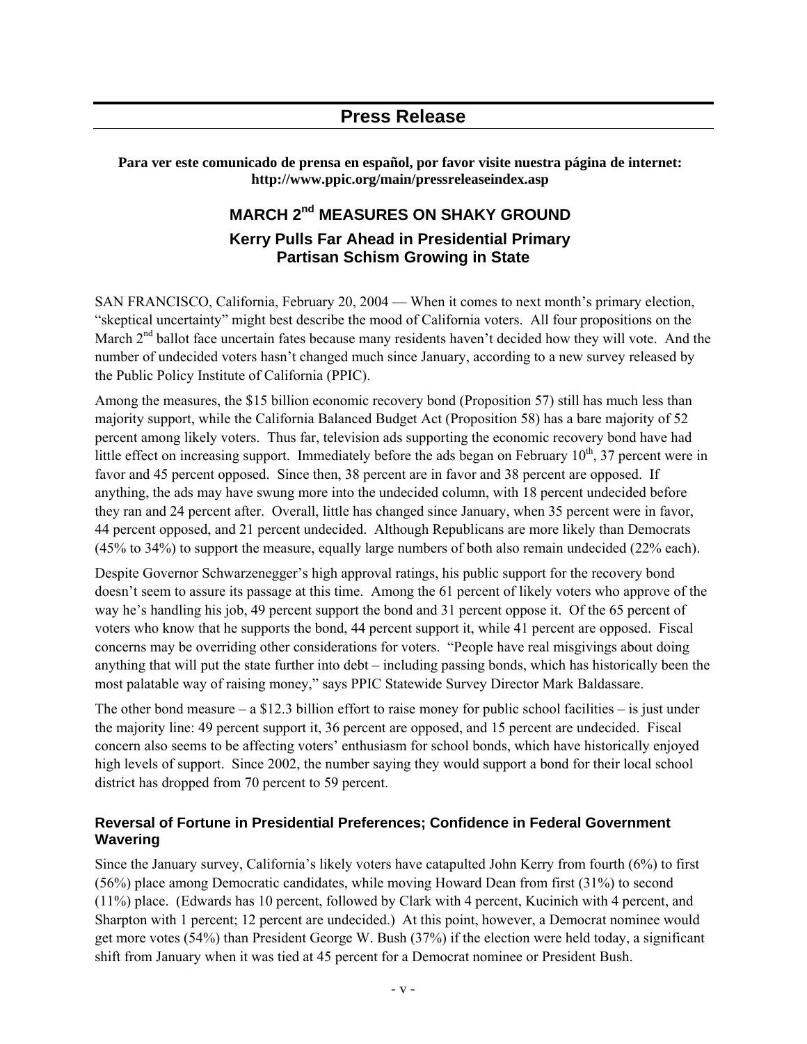# Press Release

**Para ver este comunicado de prensa en español, por favor visite nuestra página de internet: http://www.ppic.org/main/pressreleaseindex.asp**

## MARCH 2nd MEASURES ON SHAKY GROUND

### Kerry Pulls Far Ahead in Presidential Primary
### Partisan Schism Growing in State

SAN FRANCISCO, California, February 20, 2004 — When it comes to next month's primary election, "skeptical uncertainty" might best describe the mood of California voters. All four propositions on the March 2nd ballot face uncertain fates because many residents haven't decided how they will vote. And the number of undecided voters hasn't changed much since January, according to a new survey released by the Public Policy Institute of California (PPIC).

Among the measures, the $15 billion economic recovery bond (Proposition 57) still has much less than majority support, while the California Balanced Budget Act (Proposition 58) has a bare majority of 52 percent among likely voters. Thus far, television ads supporting the economic recovery bond have had little effect on increasing support. Immediately before the ads began on February 10th, 37 percent were in favor and 45 percent opposed. Since then, 38 percent are in favor and 38 percent are opposed. If anything, the ads may have swung more into the undecided column, with 18 percent undecided before they ran and 24 percent after. Overall, little has changed since January, when 35 percent were in favor, 44 percent opposed, and 21 percent undecided. Although Republicans are more likely than Democrats (45% to 34%) to support the measure, equally large numbers of both also remain undecided (22% each).

Despite Governor Schwarzenegger's high approval ratings, his public support for the recovery bond doesn't seem to assure its passage at this time. Among the 61 percent of likely voters who approve of the way he's handling his job, 49 percent support the bond and 31 percent oppose it. Of the 65 percent of voters who know that he supports the bond, 44 percent support it, while 41 percent are opposed. Fiscal concerns may be overriding other considerations for voters. "People have real misgivings about doing anything that will put the state further into debt – including passing bonds, which has historically been the most palatable way of raising money," says PPIC Statewide Survey Director Mark Baldassare.

The other bond measure – a $12.3 billion effort to raise money for public school facilities – is just under the majority line: 49 percent support it, 36 percent are opposed, and 15 percent are undecided. Fiscal concern also seems to be affecting voters' enthusiasm for school bonds, which have historically enjoyed high levels of support. Since 2002, the number saying they would support a bond for their local school district has dropped from 70 percent to 59 percent.

### Reversal of Fortune in Presidential Preferences; Confidence in Federal Government Wavering

Since the January survey, California's likely voters have catapulted John Kerry from fourth (6%) to first (56%) place among Democratic candidates, while moving Howard Dean from first (31%) to second (11%) place. (Edwards has 10 percent, followed by Clark with 4 percent, Kucinich with 4 percent, and Sharpton with 1 percent; 12 percent are undecided.) At this point, however, a Democrat nominee would get more votes (54%) than President George W. Bush (37%) if the election were held today, a significant shift from January when it was tied at 45 percent for a Democrat nominee or President Bush.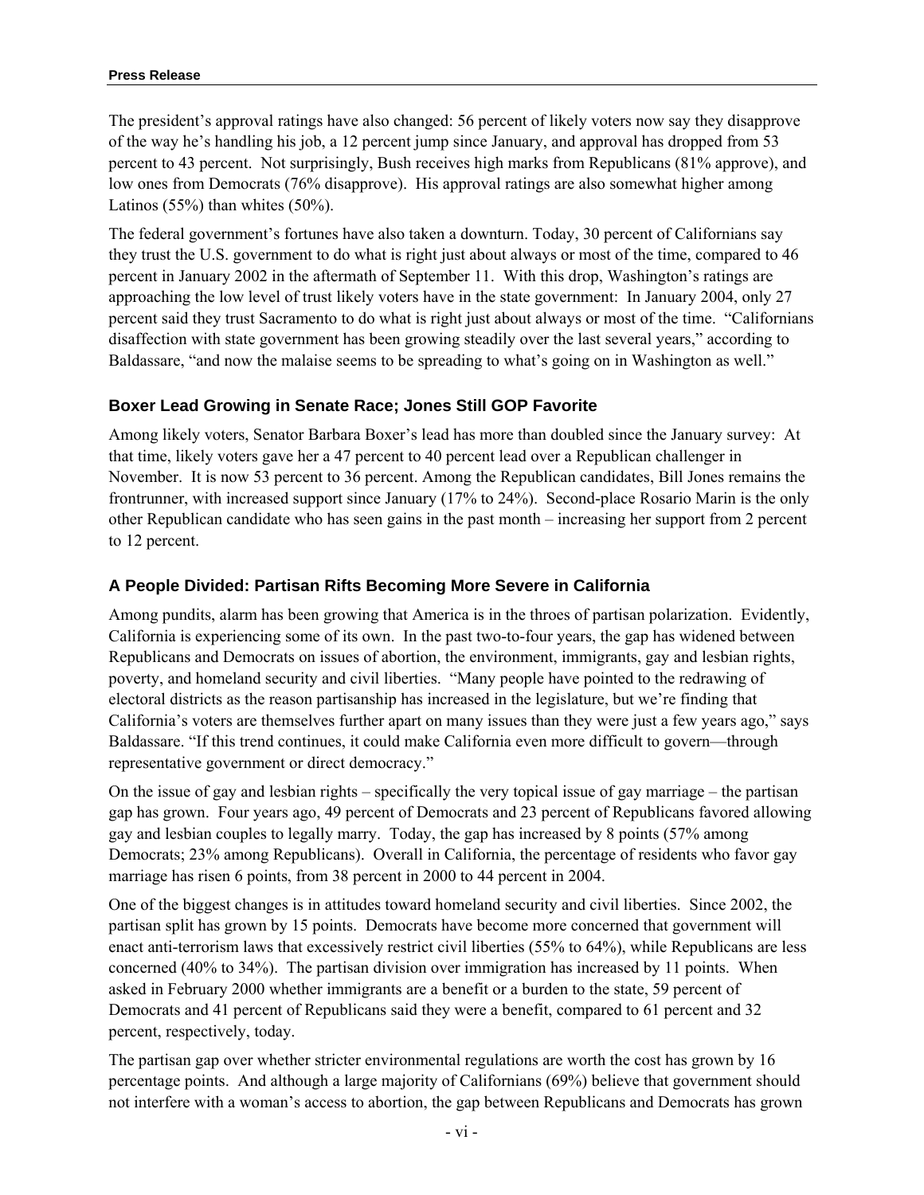The president's approval ratings have also changed: 56 percent of likely voters now say they disapprove of the way he's handling his job, a 12 percent jump since January, and approval has dropped from 53 percent to 43 percent. Not surprisingly, Bush receives high marks from Republicans (81% approve), and low ones from Democrats (76% disapprove). His approval ratings are also somewhat higher among Latinos (55%) than whites (50%).

The federal government's fortunes have also taken a downturn. Today, 30 percent of Californians say they trust the U.S. government to do what is right just about always or most of the time, compared to 46 percent in January 2002 in the aftermath of September 11. With this drop, Washington's ratings are approaching the low level of trust likely voters have in the state government: In January 2004, only 27 percent said they trust Sacramento to do what is right just about always or most of the time. "Californians disaffection with state government has been growing steadily over the last several years," according to Baldassare, "and now the malaise seems to be spreading to what's going on in Washington as well."

### Boxer Lead Growing in Senate Race; Jones Still GOP Favorite

Among likely voters, Senator Barbara Boxer's lead has more than doubled since the January survey: At that time, likely voters gave her a 47 percent to 40 percent lead over a Republican challenger in November. It is now 53 percent to 36 percent. Among the Republican candidates, Bill Jones remains the frontrunner, with increased support since January (17% to 24%). Second-place Rosario Marin is the only other Republican candidate who has seen gains in the past month – increasing her support from 2 percent to 12 percent.

### A People Divided: Partisan Rifts Becoming More Severe in California

Among pundits, alarm has been growing that America is in the throes of partisan polarization. Evidently, California is experiencing some of its own. In the past two-to-four years, the gap has widened between Republicans and Democrats on issues of abortion, the environment, immigrants, gay and lesbian rights, poverty, and homeland security and civil liberties. "Many people have pointed to the redrawing of electoral districts as the reason partisanship has increased in the legislature, but we're finding that California's voters are themselves further apart on many issues than they were just a few years ago," says Baldassare. "If this trend continues, it could make California even more difficult to govern—through representative government or direct democracy."

On the issue of gay and lesbian rights – specifically the very topical issue of gay marriage – the partisan gap has grown. Four years ago, 49 percent of Democrats and 23 percent of Republicans favored allowing gay and lesbian couples to legally marry. Today, the gap has increased by 8 points (57% among Democrats; 23% among Republicans). Overall in California, the percentage of residents who favor gay marriage has risen 6 points, from 38 percent in 2000 to 44 percent in 2004.

One of the biggest changes is in attitudes toward homeland security and civil liberties. Since 2002, the partisan split has grown by 15 points. Democrats have become more concerned that government will enact anti-terrorism laws that excessively restrict civil liberties (55% to 64%), while Republicans are less concerned (40% to 34%). The partisan division over immigration has increased by 11 points. When asked in February 2000 whether immigrants are a benefit or a burden to the state, 59 percent of Democrats and 41 percent of Republicans said they were a benefit, compared to 61 percent and 32 percent, respectively, today.

The partisan gap over whether stricter environmental regulations are worth the cost has grown by 16 percentage points. And although a large majority of Californians (69%) believe that government should not interfere with a woman's access to abortion, the gap between Republicans and Democrats has grown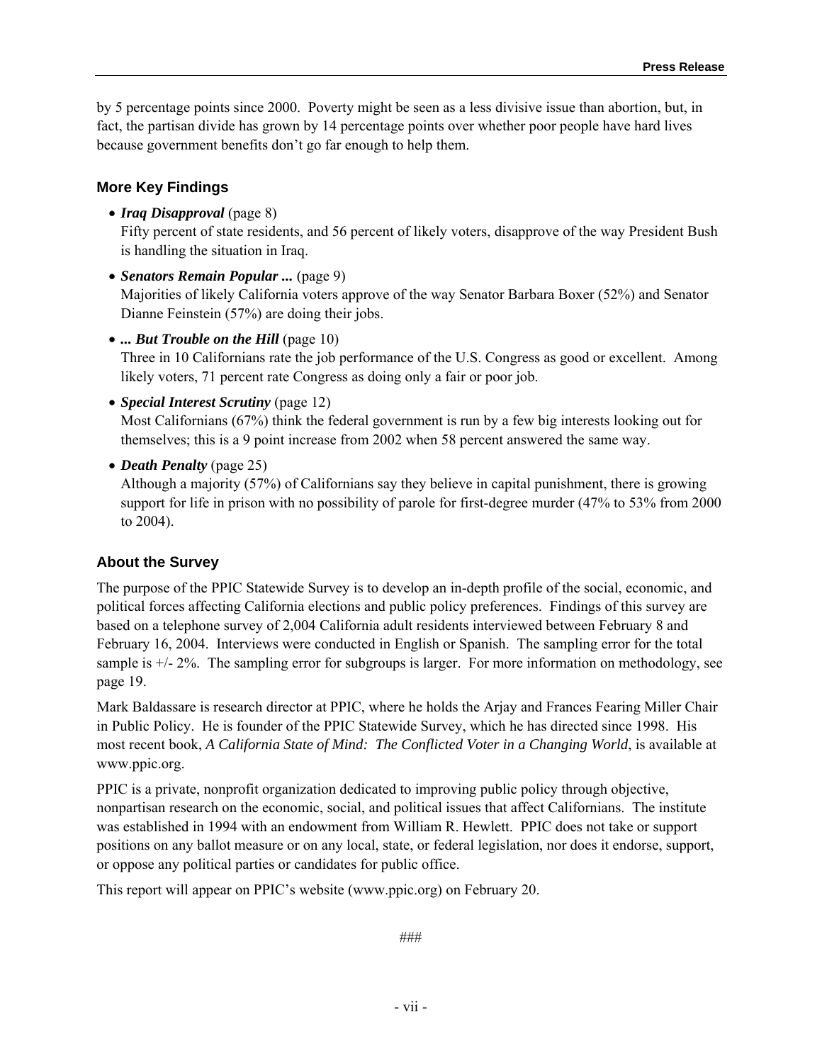by 5 percentage points since 2000. Poverty might be seen as a less divisive issue than abortion, but, in fact, the partisan divide has grown by 14 percentage points over whether poor people have hard lives because government benefits don't go far enough to help them.

### More Key Findings

- ***Iraq Disapproval*** (page 8)
  Fifty percent of state residents, and 56 percent of likely voters, disapprove of the way President Bush is handling the situation in Iraq.

- ***Senators Remain Popular ...*** (page 9)
  Majorities of likely California voters approve of the way Senator Barbara Boxer (52%) and Senator Dianne Feinstein (57%) are doing their jobs.

- ***... But Trouble on the Hill*** (page 10)
  Three in 10 Californians rate the job performance of the U.S. Congress as good or excellent. Among likely voters, 71 percent rate Congress as doing only a fair or poor job.

- ***Special Interest Scrutiny*** (page 12)
  Most Californians (67%) think the federal government is run by a few big interests looking out for themselves; this is a 9 point increase from 2002 when 58 percent answered the same way.

- ***Death Penalty*** (page 25)
  Although a majority (57%) of Californians say they believe in capital punishment, there is growing support for life in prison with no possibility of parole for first-degree murder (47% to 53% from 2000 to 2004).

### About the Survey

The purpose of the PPIC Statewide Survey is to develop an in-depth profile of the social, economic, and political forces affecting California elections and public policy preferences. Findings of this survey are based on a telephone survey of 2,004 California adult residents interviewed between February 8 and February 16, 2004. Interviews were conducted in English or Spanish. The sampling error for the total sample is +/- 2%. The sampling error for subgroups is larger. For more information on methodology, see page 19.

Mark Baldassare is research director at PPIC, where he holds the Arjay and Frances Fearing Miller Chair in Public Policy. He is founder of the PPIC Statewide Survey, which he has directed since 1998. His most recent book, *A California State of Mind: The Conflicted Voter in a Changing World*, is available at www.ppic.org.

PPIC is a private, nonprofit organization dedicated to improving public policy through objective, nonpartisan research on the economic, social, and political issues that affect Californians. The institute was established in 1994 with an endowment from William R. Hewlett. PPIC does not take or support positions on any ballot measure or on any local, state, or federal legislation, nor does it endorse, support, or oppose any political parties or candidates for public office.

This report will appear on PPIC's website (www.ppic.org) on February 20.

###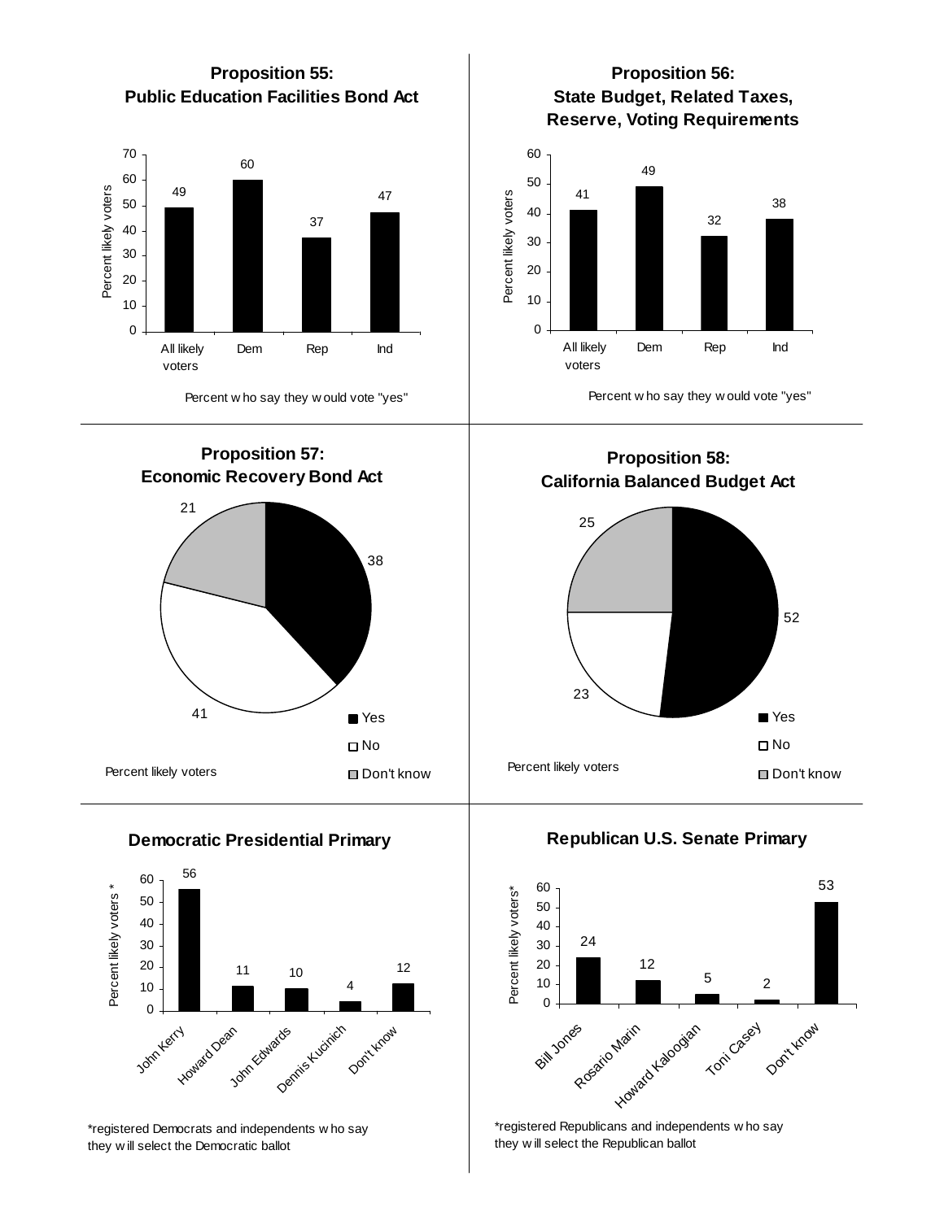## Proposition 55: Public Education Facilities Bond Act

| | All likely voters | Dem | Rep | Ind |
|---|---|---|---|---|
| Percent likely voters | 49 | 60 | 37 | 47 |

Percent who say they would vote "yes"

## Proposition 56: State Budget, Related Taxes, Reserve, Voting Requirements

| | All likely voters | Dem | Rep | Ind |
|---|---|---|---|---|
| Percent likely voters | 41 | 49 | 32 | 38 |

Percent who say they would vote "yes"

## Proposition 57: Economic Recovery Bond Act

| | Percent likely voters |
|---|---|
| Yes | 38 |
| No | 41 |
| Don't know | 21 |

Percent likely voters

## Proposition 58: California Balanced Budget Act

| | Percent likely voters |
|---|---|
| Yes | 52 |
| No | 23 |
| Don't know | 25 |

Percent likely voters

## Democratic Presidential Primary

| | Percent likely voters * |
|---|---|
| John Kerry | 56 |
| Howard Dean | 11 |
| John Edwards | 10 |
| Dennis Kucinich | 4 |
| Don't know | 12 |

*registered Democrats and independents who say they will select the Democratic ballot

## Republican U.S. Senate Primary

| | Percent likely voters* |
|---|---|
| Bill Jones | 24 |
| Rosario Marin | 12 |
| Howard Kaloogian | 5 |
| Toni Casey | 2 |
| Don't know | 53 |

*registered Republicans and independents who say they will select the Republican ballot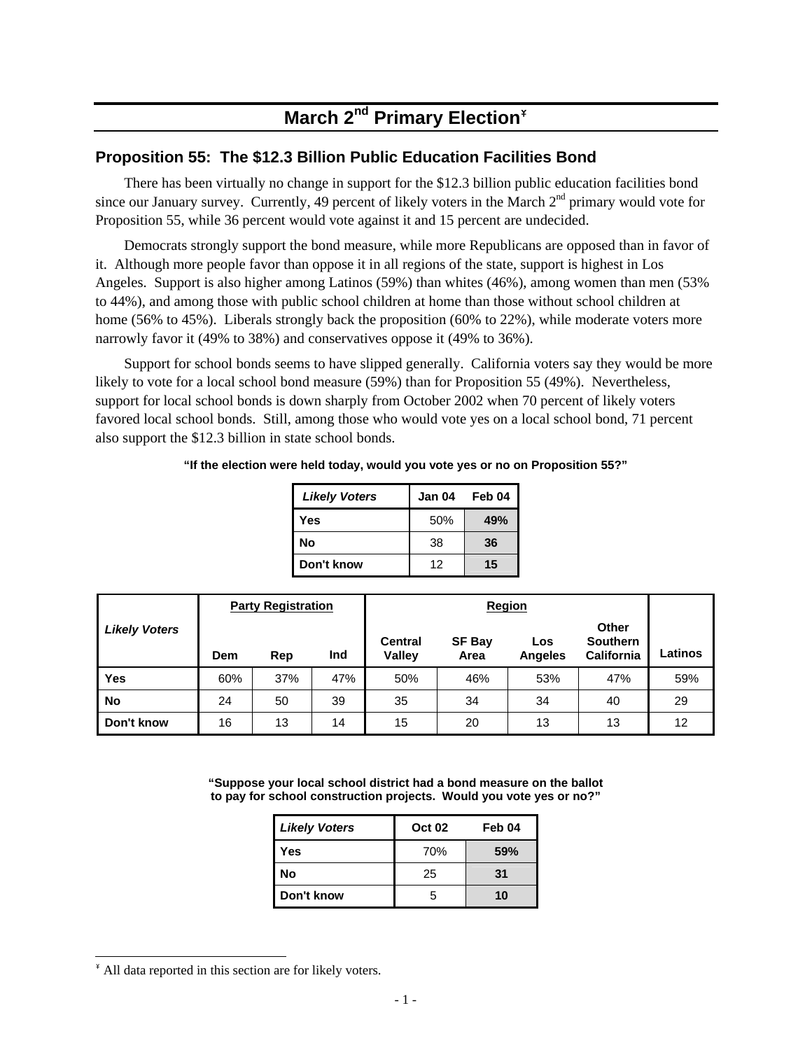# March 2nd Primary Election[¥]

## Proposition 55: The $12.3 Billion Public Education Facilities Bond

There has been virtually no change in support for the $12.3 billion public education facilities bond since our January survey. Currently, 49 percent of likely voters in the March 2nd primary would vote for Proposition 55, while 36 percent would vote against it and 15 percent are undecided.

Democrats strongly support the bond measure, while more Republicans are opposed than in favor of it. Although more people favor than oppose it in all regions of the state, support is highest in Los Angeles. Support is also higher among Latinos (59%) than whites (46%), among women than men (53% to 44%), and among those with public school children at home than those without school children at home (56% to 45%). Liberals strongly back the proposition (60% to 22%), while moderate voters more narrowly favor it (49% to 38%) and conservatives oppose it (49% to 36%).

Support for school bonds seems to have slipped generally. California voters say they would be more likely to vote for a local school bond measure (59%) than for Proposition 55 (49%). Nevertheless, support for local school bonds is down sharply from October 2002 when 70 percent of likely voters favored local school bonds. Still, among those who would vote yes on a local school bond, 71 percent also support the $12.3 billion in state school bonds.

**"If the election were held today, would you vote yes or no on Proposition 55?"**

| *Likely Voters* | Jan 04 | Feb 04 |
|---|---|---|
| **Yes** | 50% | **49%** |
| **No** | 38 | **36** |
| **Don't know** | 12 | **15** |

| *Likely Voters* | Party Registration | | | Region | | | | |
|---|---|---|---|---|---|---|---|---|
| | Dem | Rep | Ind | Central Valley | SF Bay Area | Los Angeles | Other Southern California | Latinos |
| **Yes** | 60% | 37% | 47% | 50% | 46% | 53% | 47% | 59% |
| **No** | 24 | 50 | 39 | 35 | 34 | 34 | 40 | 29 |
| **Don't know** | 16 | 13 | 14 | 15 | 20 | 13 | 13 | 12 |

**"Suppose your local school district had a bond measure on the ballot to pay for school construction projects. Would you vote yes or no?"**

| *Likely Voters* | Oct 02 | Feb 04 |
|---|---|---|
| **Yes** | 70% | **59%** |
| **No** | 25 | **31** |
| **Don't know** | 5 | **10** |

[¥] All data reported in this section are for likely voters.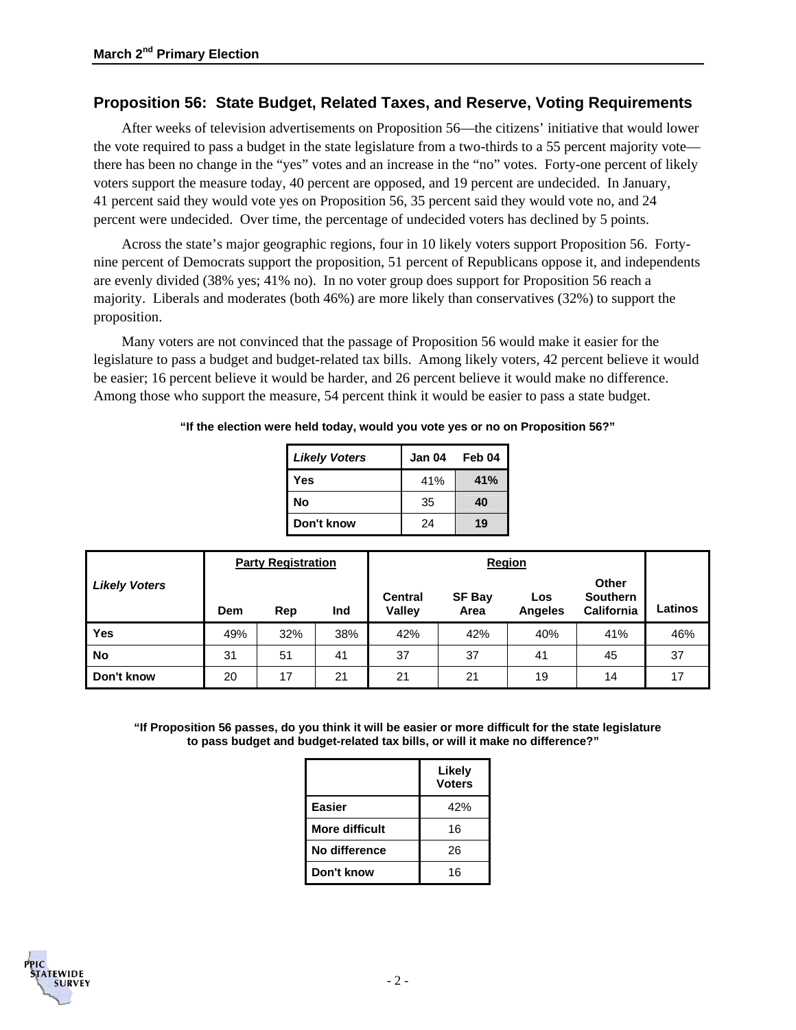## Proposition 56: State Budget, Related Taxes, and Reserve, Voting Requirements

After weeks of television advertisements on Proposition 56—the citizens' initiative that would lower the vote required to pass a budget in the state legislature from a two-thirds to a 55 percent majority vote—there has been no change in the "yes" votes and an increase in the "no" votes. Forty-one percent of likely voters support the measure today, 40 percent are opposed, and 19 percent are undecided. In January, 41 percent said they would vote yes on Proposition 56, 35 percent said they would vote no, and 24 percent were undecided. Over time, the percentage of undecided voters has declined by 5 points.

Across the state's major geographic regions, four in 10 likely voters support Proposition 56. Forty-nine percent of Democrats support the proposition, 51 percent of Republicans oppose it, and independents are evenly divided (38% yes; 41% no). In no voter group does support for Proposition 56 reach a majority. Liberals and moderates (both 46%) are more likely than conservatives (32%) to support the proposition.

Many voters are not convinced that the passage of Proposition 56 would make it easier for the legislature to pass a budget and budget-related tax bills. Among likely voters, 42 percent believe it would be easier; 16 percent believe it would be harder, and 26 percent believe it would make no difference. Among those who support the measure, 54 percent think it would be easier to pass a state budget.

**"If the election were held today, would you vote yes or no on Proposition 56?"**

| *Likely Voters* | Jan 04 | Feb 04 |
|---|---|---|
| **Yes** | 41% | **41%** |
| **No** | 35 | **40** |
| **Don't know** | 24 | **19** |

| *Likely Voters* | Party Registration | | | Region | | | | |
|---|---|---|---|---|---|---|---|---|
| | Dem | Rep | Ind | Central Valley | SF Bay Area | Los Angeles | Other Southern California | Latinos |
| **Yes** | 49% | 32% | 38% | 42% | 42% | 40% | 41% | 46% |
| **No** | 31 | 51 | 41 | 37 | 37 | 41 | 45 | 37 |
| **Don't know** | 20 | 17 | 21 | 21 | 21 | 19 | 14 | 17 |

**"If Proposition 56 passes, do you think it will be easier or more difficult for the state legislature to pass budget and budget-related tax bills, or will it make no difference?"**

| | Likely Voters |
|---|---|
| **Easier** | 42% |
| **More difficult** | 16 |
| **No difference** | 26 |
| **Don't know** | 16 |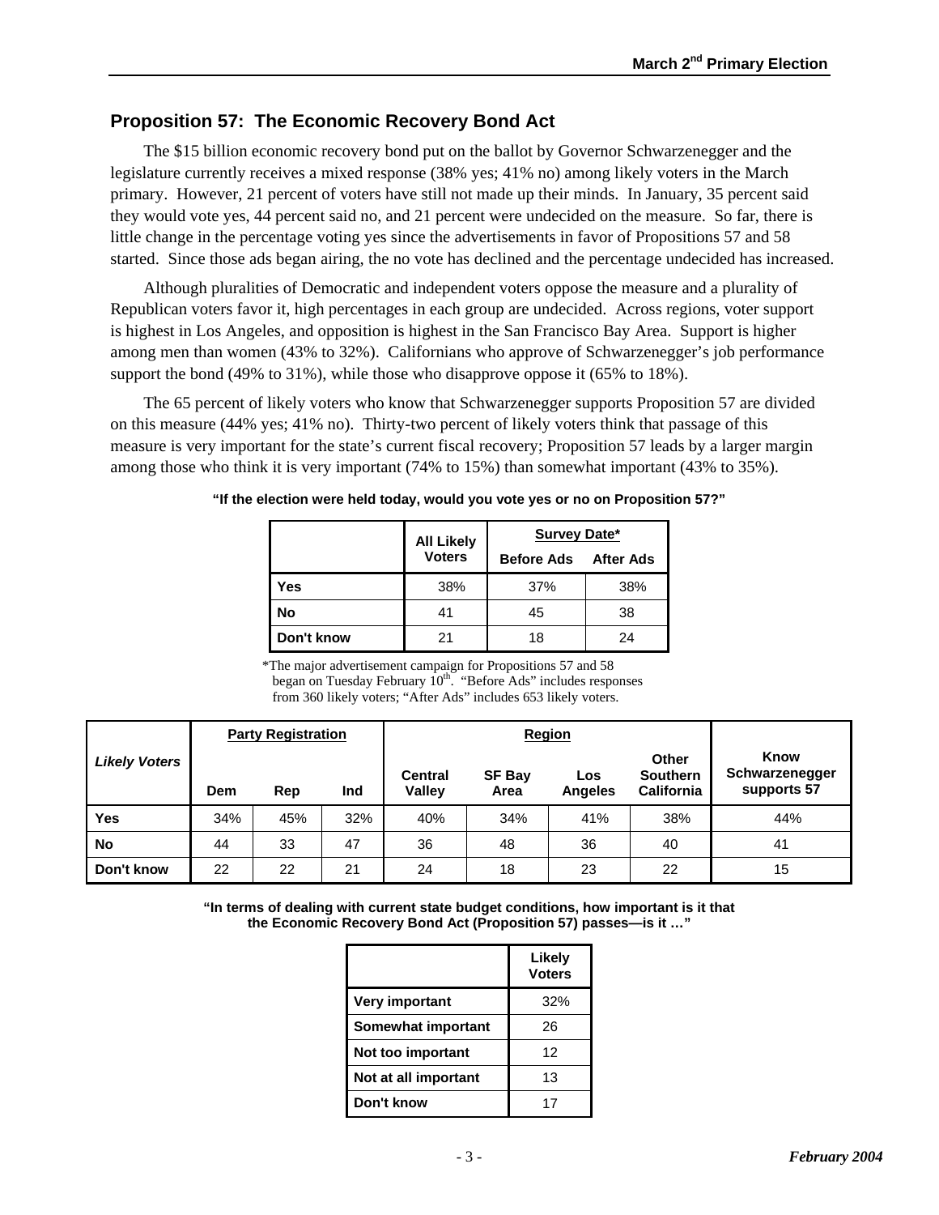## Proposition 57: The Economic Recovery Bond Act

The $15 billion economic recovery bond put on the ballot by Governor Schwarzenegger and the legislature currently receives a mixed response (38% yes; 41% no) among likely voters in the March primary. However, 21 percent of voters have still not made up their minds. In January, 35 percent said they would vote yes, 44 percent said no, and 21 percent were undecided on the measure. So far, there is little change in the percentage voting yes since the advertisements in favor of Propositions 57 and 58 started. Since those ads began airing, the no vote has declined and the percentage undecided has increased.

Although pluralities of Democratic and independent voters oppose the measure and a plurality of Republican voters favor it, high percentages in each group are undecided. Across regions, voter support is highest in Los Angeles, and opposition is highest in the San Francisco Bay Area. Support is higher among men than women (43% to 32%). Californians who approve of Schwarzenegger's job performance support the bond (49% to 31%), while those who disapprove oppose it (65% to 18%).

The 65 percent of likely voters who know that Schwarzenegger supports Proposition 57 are divided on this measure (44% yes; 41% no). Thirty-two percent of likely voters think that passage of this measure is very important for the state's current fiscal recovery; Proposition 57 leads by a larger margin among those who think it is very important (74% to 15%) than somewhat important (43% to 35%).

**"If the election were held today, would you vote yes or no on Proposition 57?"**

| | All Likely Voters | Survey Date* | |
|---|---|---|---|
| | | Before Ads | After Ads |
| **Yes** | 38% | 37% | 38% |
| **No** | 41 | 45 | 38 |
| **Don't know** | 21 | 18 | 24 |

*The major advertisement campaign for Propositions 57 and 58 began on Tuesday February 10th. "Before Ads" includes responses from 360 likely voters; "After Ads" includes 653 likely voters.

| *Likely Voters* | Party Registration | | | Region | | | | Know Schwarzenegger supports 57 |
|---|---|---|---|---|---|---|---|---|
| | Dem | Rep | Ind | Central Valley | SF Bay Area | Los Angeles | Other Southern California | |
| **Yes** | 34% | 45% | 32% | 40% | 34% | 41% | 38% | 44% |
| **No** | 44 | 33 | 47 | 36 | 48 | 36 | 40 | 41 |
| **Don't know** | 22 | 22 | 21 | 24 | 18 | 23 | 22 | 15 |

**"In terms of dealing with current state budget conditions, how important is it that the Economic Recovery Bond Act (Proposition 57) passes—is it …"**

| | Likely Voters |
|---|---|
| **Very important** | 32% |
| **Somewhat important** | 26 |
| **Not too important** | 12 |
| **Not at all important** | 13 |
| **Don't know** | 17 |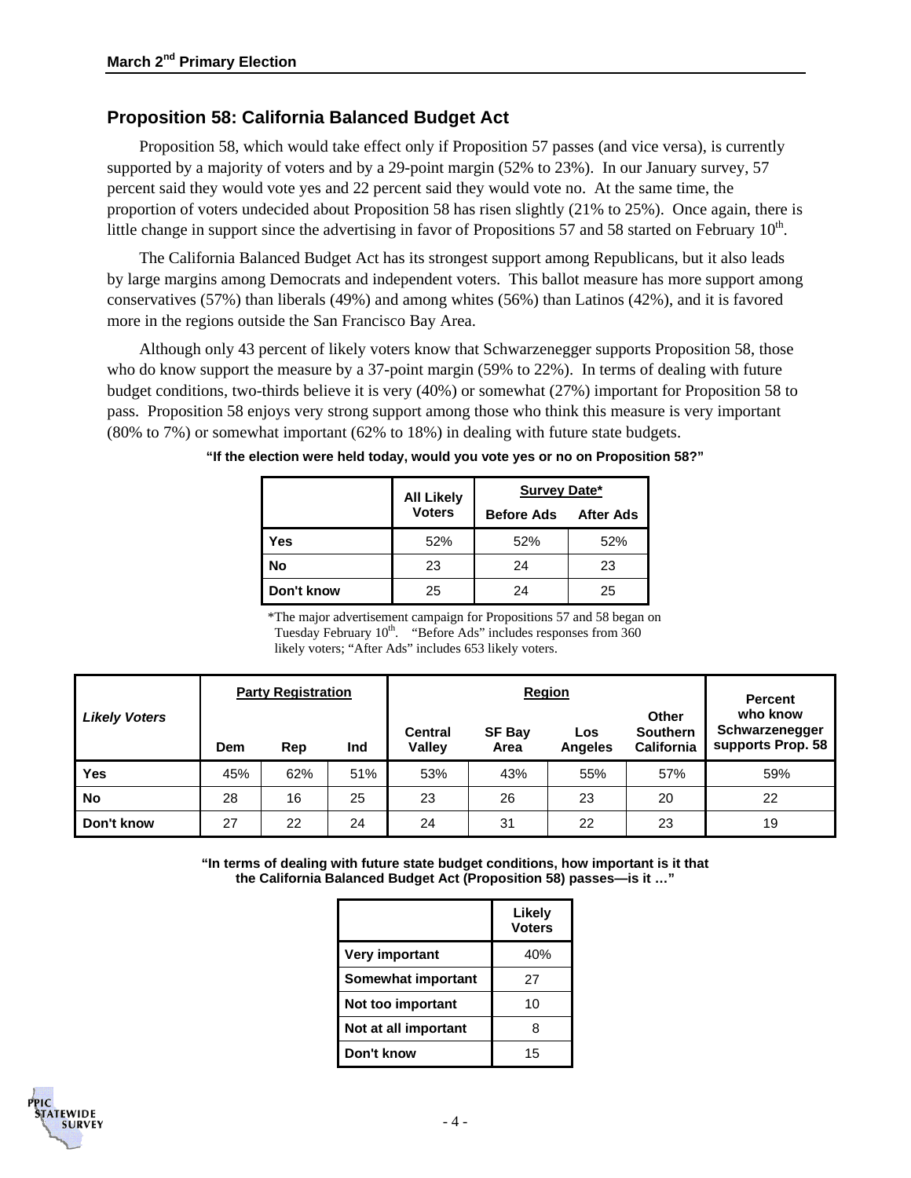## Proposition 58: California Balanced Budget Act

Proposition 58, which would take effect only if Proposition 57 passes (and vice versa), is currently supported by a majority of voters and by a 29-point margin (52% to 23%). In our January survey, 57 percent said they would vote yes and 22 percent said they would vote no. At the same time, the proportion of voters undecided about Proposition 58 has risen slightly (21% to 25%). Once again, there is little change in support since the advertising in favor of Propositions 57 and 58 started on February 10th.

The California Balanced Budget Act has its strongest support among Republicans, but it also leads by large margins among Democrats and independent voters. This ballot measure has more support among conservatives (57%) than liberals (49%) and among whites (56%) than Latinos (42%), and it is favored more in the regions outside the San Francisco Bay Area.

Although only 43 percent of likely voters know that Schwarzenegger supports Proposition 58, those who do know support the measure by a 37-point margin (59% to 22%). In terms of dealing with future budget conditions, two-thirds believe it is very (40%) or somewhat (27%) important for Proposition 58 to pass. Proposition 58 enjoys very strong support among those who think this measure is very important (80% to 7%) or somewhat important (62% to 18%) in dealing with future state budgets.

**"If the election were held today, would you vote yes or no on Proposition 58?"**

| | All Likely Voters | Survey Date* | |
|---|---|---|---|
| | | Before Ads | After Ads |
| **Yes** | 52% | 52% | 52% |
| **No** | 23 | 24 | 23 |
| **Don't know** | 25 | 24 | 25 |

*The major advertisement campaign for Propositions 57 and 58 began on Tuesday February 10th. "Before Ads" includes responses from 360 likely voters; "After Ads" includes 653 likely voters.

| *Likely Voters* | Party Registration | | | Region | | | | Percent who know Schwarzenegger supports Prop. 58 |
|---|---|---|---|---|---|---|---|---|
| | Dem | Rep | Ind | Central Valley | SF Bay Area | Los Angeles | Other Southern California | |
| **Yes** | 45% | 62% | 51% | 53% | 43% | 55% | 57% | 59% |
| **No** | 28 | 16 | 25 | 23 | 26 | 23 | 20 | 22 |
| **Don't know** | 27 | 22 | 24 | 24 | 31 | 22 | 23 | 19 |

**"In terms of dealing with future state budget conditions, how important is it that the California Balanced Budget Act (Proposition 58) passes—is it …"**

| | Likely Voters |
|---|---|
| **Very important** | 40% |
| **Somewhat important** | 27 |
| **Not too important** | 10 |
| **Not at all important** | 8 |
| **Don't know** | 15 |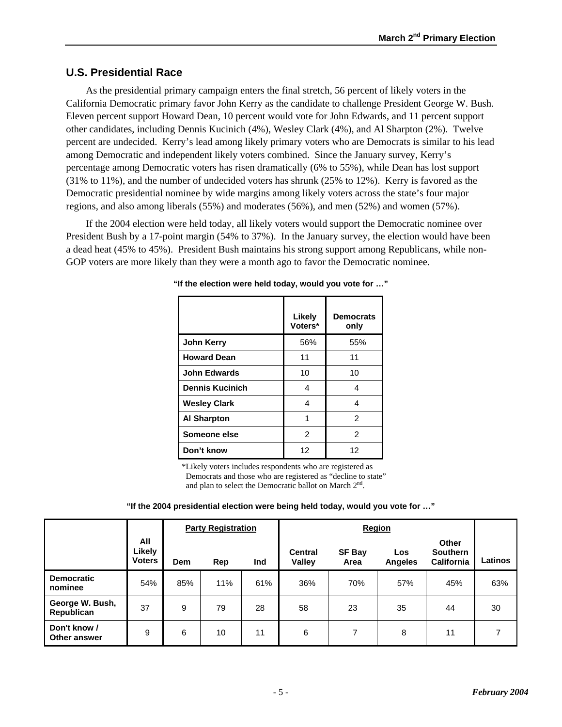## U.S. Presidential Race

As the presidential primary campaign enters the final stretch, 56 percent of likely voters in the California Democratic primary favor John Kerry as the candidate to challenge President George W. Bush. Eleven percent support Howard Dean, 10 percent would vote for John Edwards, and 11 percent support other candidates, including Dennis Kucinich (4%), Wesley Clark (4%), and Al Sharpton (2%). Twelve percent are undecided. Kerry's lead among likely primary voters who are Democrats is similar to his lead among Democratic and independent likely voters combined. Since the January survey, Kerry's percentage among Democratic voters has risen dramatically (6% to 55%), while Dean has lost support (31% to 11%), and the number of undecided voters has shrunk (25% to 12%). Kerry is favored as the Democratic presidential nominee by wide margins among likely voters across the state's four major regions, and also among liberals (55%) and moderates (56%), and men (52%) and women (57%).

If the 2004 election were held today, all likely voters would support the Democratic nominee over President Bush by a 17-point margin (54% to 37%). In the January survey, the election would have been a dead heat (45% to 45%). President Bush maintains his strong support among Republicans, while non-GOP voters are more likely than they were a month ago to favor the Democratic nominee.

**"If the election were held today, would you vote for …"**

| | Likely Voters* | Democrats only |
|---|---|---|
| **John Kerry** | 56% | 55% |
| **Howard Dean** | 11 | 11 |
| **John Edwards** | 10 | 10 |
| **Dennis Kucinich** | 4 | 4 |
| **Wesley Clark** | 4 | 4 |
| **Al Sharpton** | 1 | 2 |
| **Someone else** | 2 | 2 |
| **Don't know** | 12 | 12 |

*Likely voters includes respondents who are registered as Democrats and those who are registered as "decline to state" and plan to select the Democratic ballot on March 2nd.

**"If the 2004 presidential election were being held today, would you vote for …"**

| | All Likely Voters | Party Registration | | | Region | | | | Latinos |
|---|---|---|---|---|---|---|---|---|---|
| | | Dem | Rep | Ind | Central Valley | SF Bay Area | Los Angeles | Other Southern California | |
| **Democratic nominee** | 54% | 85% | 11% | 61% | 36% | 70% | 57% | 45% | 63% |
| **George W. Bush, Republican** | 37 | 9 | 79 | 28 | 58 | 23 | 35 | 44 | 30 |
| **Don't know / Other answer** | 9 | 6 | 10 | 11 | 6 | 7 | 8 | 11 | 7 |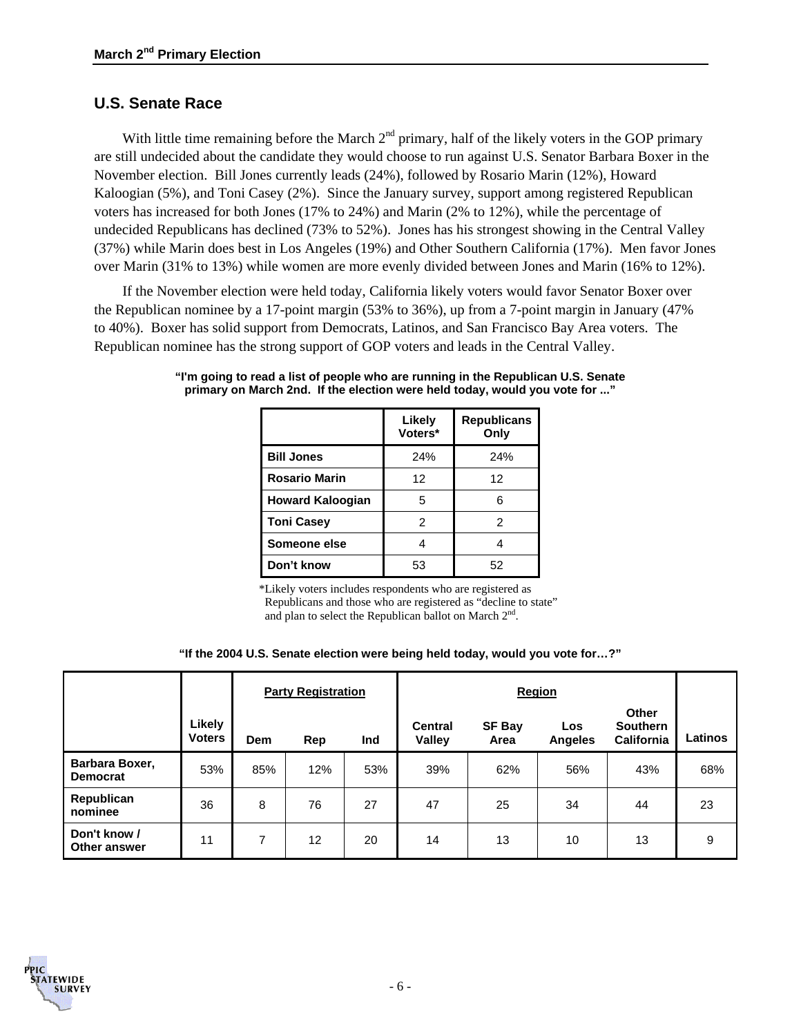## U.S. Senate Race

With little time remaining before the March 2nd primary, half of the likely voters in the GOP primary are still undecided about the candidate they would choose to run against U.S. Senator Barbara Boxer in the November election. Bill Jones currently leads (24%), followed by Rosario Marin (12%), Howard Kaloogian (5%), and Toni Casey (2%). Since the January survey, support among registered Republican voters has increased for both Jones (17% to 24%) and Marin (2% to 12%), while the percentage of undecided Republicans has declined (73% to 52%). Jones has his strongest showing in the Central Valley (37%) while Marin does best in Los Angeles (19%) and Other Southern California (17%). Men favor Jones over Marin (31% to 13%) while women are more evenly divided between Jones and Marin (16% to 12%).

If the November election were held today, California likely voters would favor Senator Boxer over the Republican nominee by a 17-point margin (53% to 36%), up from a 7-point margin in January (47% to 40%). Boxer has solid support from Democrats, Latinos, and San Francisco Bay Area voters. The Republican nominee has the strong support of GOP voters and leads in the Central Valley.

**"I'm going to read a list of people who are running in the Republican U.S. Senate primary on March 2nd. If the election were held today, would you vote for ..."**

| | Likely Voters* | Republicans Only |
|---|---|---|
| **Bill Jones** | 24% | 24% |
| **Rosario Marin** | 12 | 12 |
| **Howard Kaloogian** | 5 | 6 |
| **Toni Casey** | 2 | 2 |
| **Someone else** | 4 | 4 |
| **Don't know** | 53 | 52 |

*Likely voters includes respondents who are registered as Republicans and those who are registered as "decline to state" and plan to select the Republican ballot on March 2nd.

**"If the 2004 U.S. Senate election were being held today, would you vote for…?"**

| | Likely Voters | Party Registration | | | Region | | | | Latinos |
|---|---|---|---|---|---|---|---|---|---|
| | | Dem | Rep | Ind | Central Valley | SF Bay Area | Los Angeles | Other Southern California | |
| **Barbara Boxer, Democrat** | 53% | 85% | 12% | 53% | 39% | 62% | 56% | 43% | 68% |
| **Republican nominee** | 36 | 8 | 76 | 27 | 47 | 25 | 34 | 44 | 23 |
| **Don't know / Other answer** | 11 | 7 | 12 | 20 | 14 | 13 | 10 | 13 | 9 |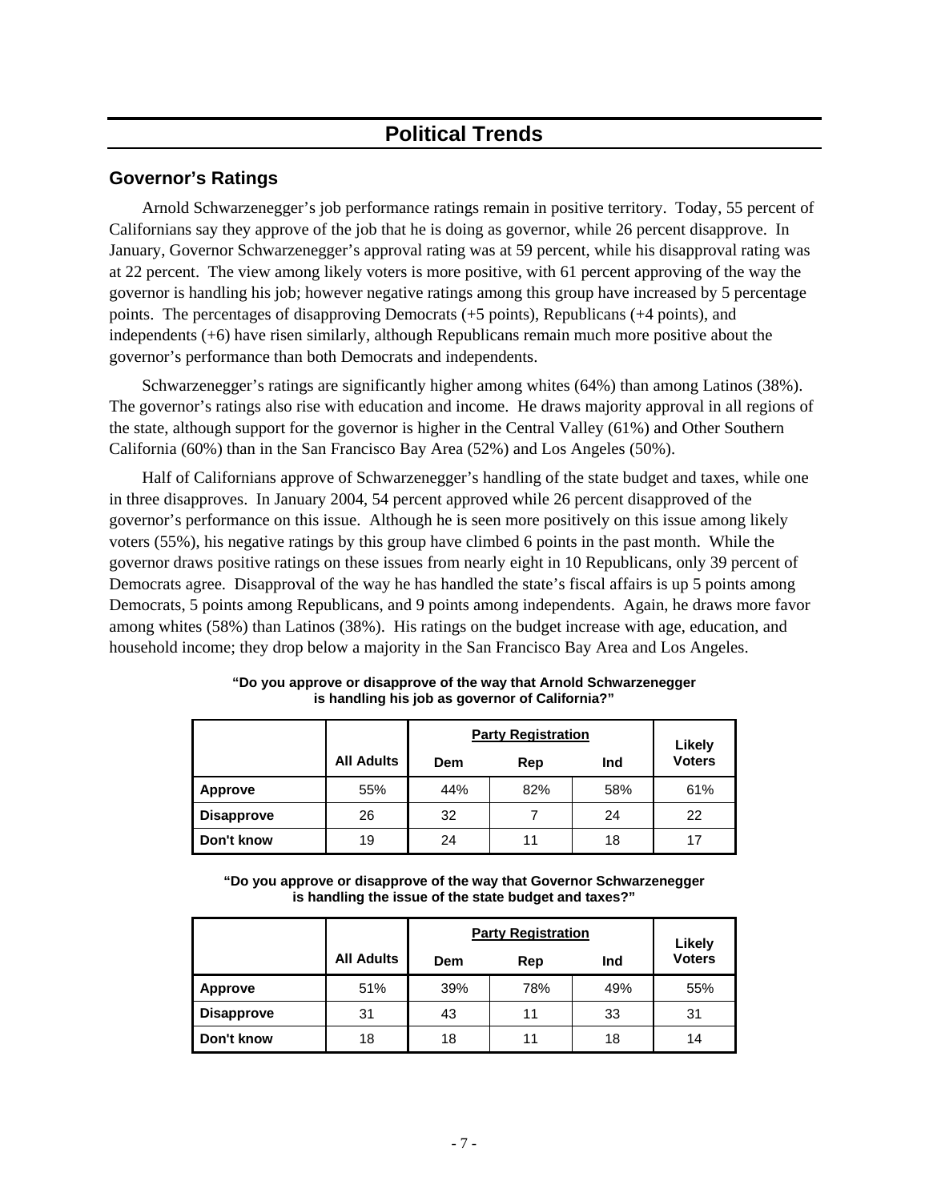# Political Trends

## Governor's Ratings

Arnold Schwarzenegger's job performance ratings remain in positive territory. Today, 55 percent of Californians say they approve of the job that he is doing as governor, while 26 percent disapprove. In January, Governor Schwarzenegger's approval rating was at 59 percent, while his disapproval rating was at 22 percent. The view among likely voters is more positive, with 61 percent approving of the way the governor is handling his job; however negative ratings among this group have increased by 5 percentage points. The percentages of disapproving Democrats (+5 points), Republicans (+4 points), and independents (+6) have risen similarly, although Republicans remain much more positive about the governor's performance than both Democrats and independents.

Schwarzenegger's ratings are significantly higher among whites (64%) than among Latinos (38%). The governor's ratings also rise with education and income. He draws majority approval in all regions of the state, although support for the governor is higher in the Central Valley (61%) and Other Southern California (60%) than in the San Francisco Bay Area (52%) and Los Angeles (50%).

Half of Californians approve of Schwarzenegger's handling of the state budget and taxes, while one in three disapproves. In January 2004, 54 percent approved while 26 percent disapproved of the governor's performance on this issue. Although he is seen more positively on this issue among likely voters (55%), his negative ratings by this group have climbed 6 points in the past month. While the governor draws positive ratings on these issues from nearly eight in 10 Republicans, only 39 percent of Democrats agree. Disapproval of the way he has handled the state's fiscal affairs is up 5 points among Democrats, 5 points among Republicans, and 9 points among independents. Again, he draws more favor among whites (58%) than Latinos (38%). His ratings on the budget increase with age, education, and household income; they drop below a majority in the San Francisco Bay Area and Los Angeles.

**"Do you approve or disapprove of the way that Arnold Schwarzenegger is handling his job as governor of California?"**

| | All Adults | Party Registration | | | Likely Voters |
|---|---|---|---|---|---|
| | | Dem | Rep | Ind | |
| **Approve** | 55% | 44% | 82% | 58% | 61% |
| **Disapprove** | 26 | 32 | 7 | 24 | 22 |
| **Don't know** | 19 | 24 | 11 | 18 | 17 |

**"Do you approve or disapprove of the way that Governor Schwarzenegger is handling the issue of the state budget and taxes?"**

| | All Adults | Party Registration | | | Likely Voters |
|---|---|---|---|---|---|
| | | Dem | Rep | Ind | |
| **Approve** | 51% | 39% | 78% | 49% | 55% |
| **Disapprove** | 31 | 43 | 11 | 33 | 31 |
| **Don't know** | 18 | 18 | 11 | 18 | 14 |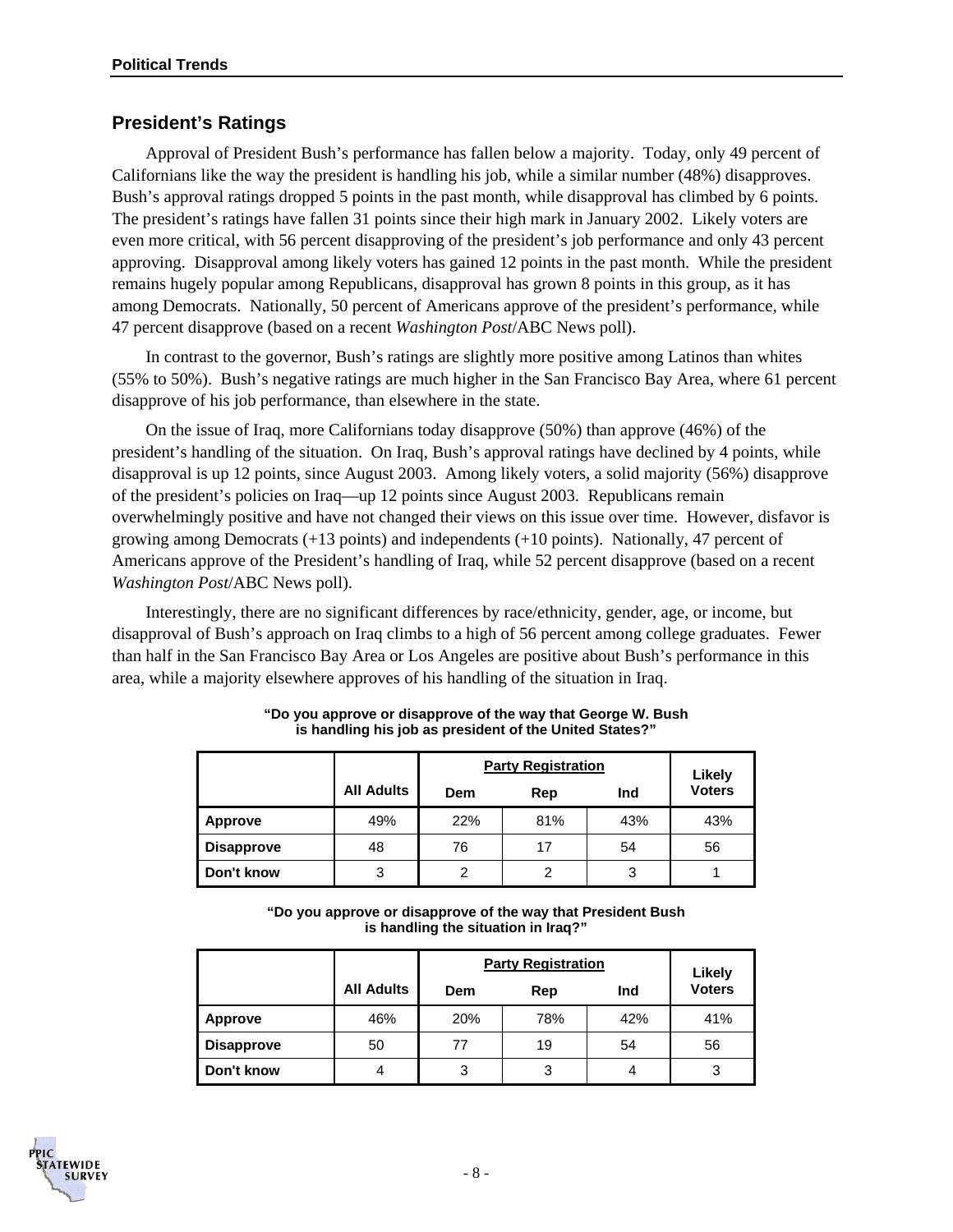## President's Ratings

Approval of President Bush's performance has fallen below a majority. Today, only 49 percent of Californians like the way the president is handling his job, while a similar number (48%) disapproves. Bush's approval ratings dropped 5 points in the past month, while disapproval has climbed by 6 points. The president's ratings have fallen 31 points since their high mark in January 2002. Likely voters are even more critical, with 56 percent disapproving of the president's job performance and only 43 percent approving. Disapproval among likely voters has gained 12 points in the past month. While the president remains hugely popular among Republicans, disapproval has grown 8 points in this group, as it has among Democrats. Nationally, 50 percent of Americans approve of the president's performance, while 47 percent disapprove (based on a recent *Washington Post*/ABC News poll).

In contrast to the governor, Bush's ratings are slightly more positive among Latinos than whites (55% to 50%). Bush's negative ratings are much higher in the San Francisco Bay Area, where 61 percent disapprove of his job performance, than elsewhere in the state.

On the issue of Iraq, more Californians today disapprove (50%) than approve (46%) of the president's handling of the situation. On Iraq, Bush's approval ratings have declined by 4 points, while disapproval is up 12 points, since August 2003. Among likely voters, a solid majority (56%) disapprove of the president's policies on Iraq—up 12 points since August 2003. Republicans remain overwhelmingly positive and have not changed their views on this issue over time. However, disfavor is growing among Democrats (+13 points) and independents (+10 points). Nationally, 47 percent of Americans approve of the President's handling of Iraq, while 52 percent disapprove (based on a recent *Washington Post*/ABC News poll).

Interestingly, there are no significant differences by race/ethnicity, gender, age, or income, but disapproval of Bush's approach on Iraq climbs to a high of 56 percent among college graduates. Fewer than half in the San Francisco Bay Area or Los Angeles are positive about Bush's performance in this area, while a majority elsewhere approves of his handling of the situation in Iraq.

**"Do you approve or disapprove of the way that George W. Bush is handling his job as president of the United States?"**

| | All Adults | Party Registration | | | Likely Voters |
|---|---|---|---|---|---|
| | | Dem | Rep | Ind | |
| **Approve** | 49% | 22% | 81% | 43% | 43% |
| **Disapprove** | 48 | 76 | 17 | 54 | 56 |
| **Don't know** | 3 | 2 | 2 | 3 | 1 |

**"Do you approve or disapprove of the way that President Bush is handling the situation in Iraq?"**

| | All Adults | Party Registration | | | Likely Voters |
|---|---|---|---|---|---|
| | | Dem | Rep | Ind | |
| **Approve** | 46% | 20% | 78% | 42% | 41% |
| **Disapprove** | 50 | 77 | 19 | 54 | 56 |
| **Don't know** | 4 | 3 | 3 | 4 | 3 |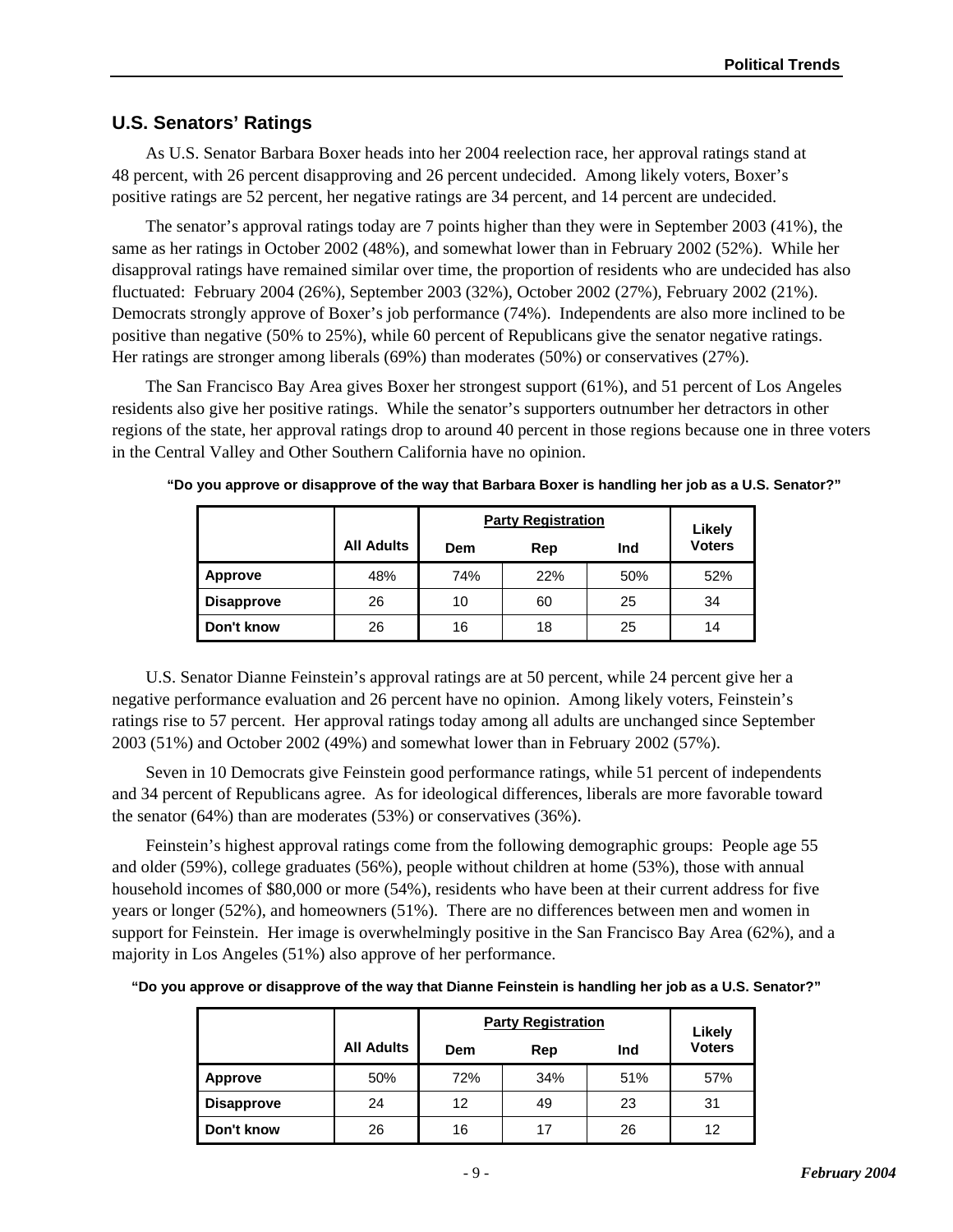## U.S. Senators' Ratings

As U.S. Senator Barbara Boxer heads into her 2004 reelection race, her approval ratings stand at 48 percent, with 26 percent disapproving and 26 percent undecided. Among likely voters, Boxer's positive ratings are 52 percent, her negative ratings are 34 percent, and 14 percent are undecided.

The senator's approval ratings today are 7 points higher than they were in September 2003 (41%), the same as her ratings in October 2002 (48%), and somewhat lower than in February 2002 (52%). While her disapproval ratings have remained similar over time, the proportion of residents who are undecided has also fluctuated: February 2004 (26%), September 2003 (32%), October 2002 (27%), February 2002 (21%). Democrats strongly approve of Boxer's job performance (74%). Independents are also more inclined to be positive than negative (50% to 25%), while 60 percent of Republicans give the senator negative ratings. Her ratings are stronger among liberals (69%) than moderates (50%) or conservatives (27%).

The San Francisco Bay Area gives Boxer her strongest support (61%), and 51 percent of Los Angeles residents also give her positive ratings. While the senator's supporters outnumber her detractors in other regions of the state, her approval ratings drop to around 40 percent in those regions because one in three voters in the Central Valley and Other Southern California have no opinion.

**"Do you approve or disapprove of the way that Barbara Boxer is handling her job as a U.S. Senator?"**

| | All Adults | Party Registration | | | Likely Voters |
|---|---|---|---|---|---|
| | | Dem | Rep | Ind | |
| **Approve** | 48% | 74% | 22% | 50% | 52% |
| **Disapprove** | 26 | 10 | 60 | 25 | 34 |
| **Don't know** | 26 | 16 | 18 | 25 | 14 |

U.S. Senator Dianne Feinstein's approval ratings are at 50 percent, while 24 percent give her a negative performance evaluation and 26 percent have no opinion. Among likely voters, Feinstein's ratings rise to 57 percent. Her approval ratings today among all adults are unchanged since September 2003 (51%) and October 2002 (49%) and somewhat lower than in February 2002 (57%).

Seven in 10 Democrats give Feinstein good performance ratings, while 51 percent of independents and 34 percent of Republicans agree. As for ideological differences, liberals are more favorable toward the senator (64%) than are moderates (53%) or conservatives (36%).

Feinstein's highest approval ratings come from the following demographic groups: People age 55 and older (59%), college graduates (56%), people without children at home (53%), those with annual household incomes of $80,000 or more (54%), residents who have been at their current address for five years or longer (52%), and homeowners (51%). There are no differences between men and women in support for Feinstein. Her image is overwhelmingly positive in the San Francisco Bay Area (62%), and a majority in Los Angeles (51%) also approve of her performance.

**"Do you approve or disapprove of the way that Dianne Feinstein is handling her job as a U.S. Senator?"**

| | All Adults | Party Registration | | | Likely Voters |
|---|---|---|---|---|---|
| | | Dem | Rep | Ind | |
| **Approve** | 50% | 72% | 34% | 51% | 57% |
| **Disapprove** | 24 | 12 | 49 | 23 | 31 |
| **Don't know** | 26 | 16 | 17 | 26 | 12 |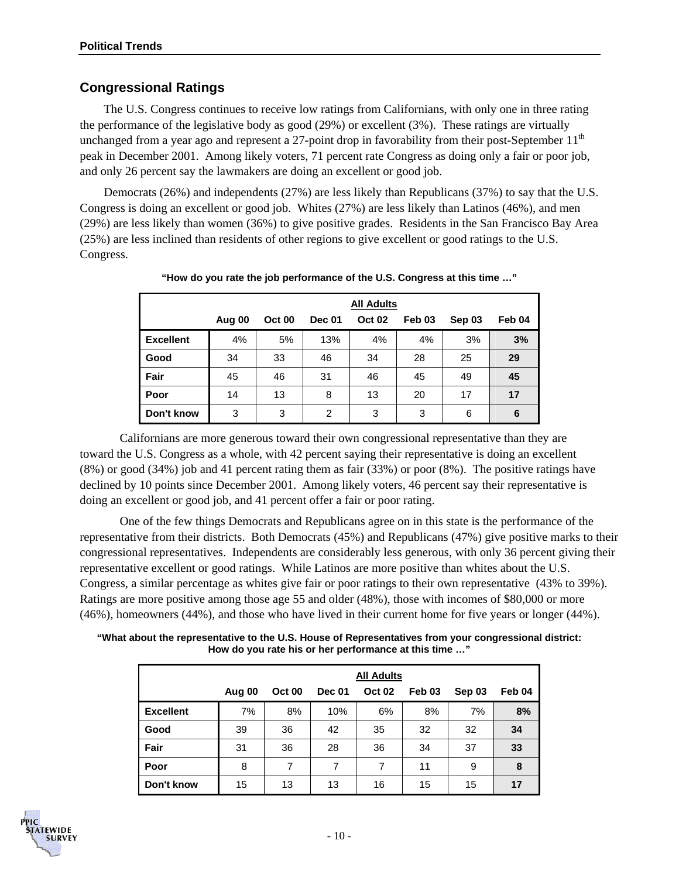## Congressional Ratings

The U.S. Congress continues to receive low ratings from Californians, with only one in three rating the performance of the legislative body as good (29%) or excellent (3%). These ratings are virtually unchanged from a year ago and represent a 27-point drop in favorability from their post-September 11th peak in December 2001. Among likely voters, 71 percent rate Congress as doing only a fair or poor job, and only 26 percent say the lawmakers are doing an excellent or good job.

Democrats (26%) and independents (27%) are less likely than Republicans (37%) to say that the U.S. Congress is doing an excellent or good job. Whites (27%) are less likely than Latinos (46%), and men (29%) are less likely than women (36%) to give positive grades. Residents in the San Francisco Bay Area (25%) are less inclined than residents of other regions to give excellent or good ratings to the U.S. Congress.

**"How do you rate the job performance of the U.S. Congress at this time …"**

| | All Adults | | | | | | |
|---|---|---|---|---|---|---|---|
| | Aug 00 | Oct 00 | Dec 01 | Oct 02 | Feb 03 | Sep 03 | Feb 04 |
| **Excellent** | 4% | 5% | 13% | 4% | 4% | 3% | **3%** |
| **Good** | 34 | 33 | 46 | 34 | 28 | 25 | **29** |
| **Fair** | 45 | 46 | 31 | 46 | 45 | 49 | **45** |
| **Poor** | 14 | 13 | 8 | 13 | 20 | 17 | **17** |
| **Don't know** | 3 | 3 | 2 | 3 | 3 | 6 | **6** |

Californians are more generous toward their own congressional representative than they are toward the U.S. Congress as a whole, with 42 percent saying their representative is doing an excellent (8%) or good (34%) job and 41 percent rating them as fair (33%) or poor (8%). The positive ratings have declined by 10 points since December 2001. Among likely voters, 46 percent say their representative is doing an excellent or good job, and 41 percent offer a fair or poor rating.

One of the few things Democrats and Republicans agree on in this state is the performance of the representative from their districts. Both Democrats (45%) and Republicans (47%) give positive marks to their congressional representatives. Independents are considerably less generous, with only 36 percent giving their representative excellent or good ratings. While Latinos are more positive than whites about the U.S. Congress, a similar percentage as whites give fair or poor ratings to their own representative (43% to 39%). Ratings are more positive among those age 55 and older (48%), those with incomes of $80,000 or more (46%), homeowners (44%), and those who have lived in their current home for five years or longer (44%).

**"What about the representative to the U.S. House of Representatives from your congressional district: How do you rate his or her performance at this time …"**

| | All Adults | | | | | | |
|---|---|---|---|---|---|---|---|
| | Aug 00 | Oct 00 | Dec 01 | Oct 02 | Feb 03 | Sep 03 | Feb 04 |
| **Excellent** | 7% | 8% | 10% | 6% | 8% | 7% | **8%** |
| **Good** | 39 | 36 | 42 | 35 | 32 | 32 | **34** |
| **Fair** | 31 | 36 | 28 | 36 | 34 | 37 | **33** |
| **Poor** | 8 | 7 | 7 | 7 | 11 | 9 | **8** |
| **Don't know** | 15 | 13 | 13 | 16 | 15 | 15 | **17** |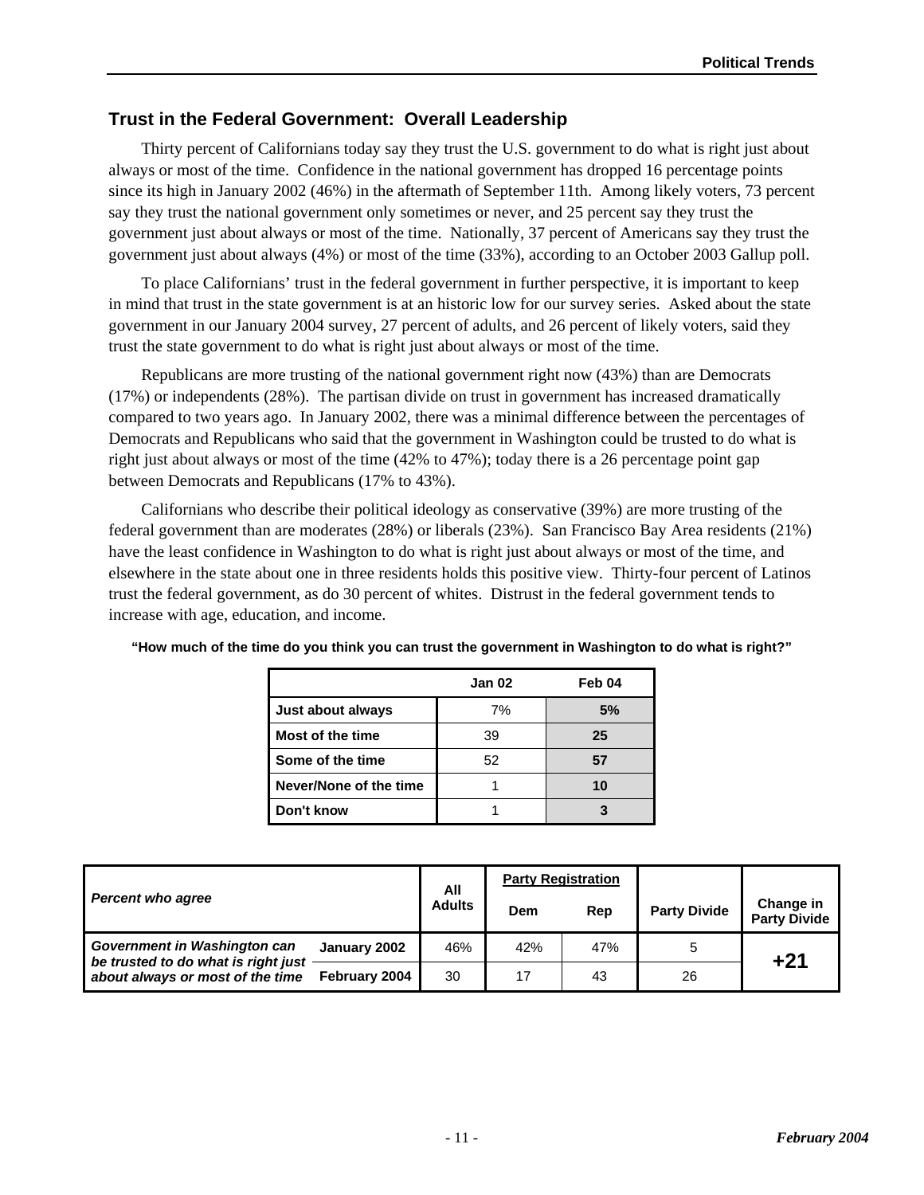## Trust in the Federal Government: Overall Leadership

Thirty percent of Californians today say they trust the U.S. government to do what is right just about always or most of the time. Confidence in the national government has dropped 16 percentage points since its high in January 2002 (46%) in the aftermath of September 11th. Among likely voters, 73 percent say they trust the national government only sometimes or never, and 25 percent say they trust the government just about always or most of the time. Nationally, 37 percent of Americans say they trust the government just about always (4%) or most of the time (33%), according to an October 2003 Gallup poll.

To place Californians' trust in the federal government in further perspective, it is important to keep in mind that trust in the state government is at an historic low for our survey series. Asked about the state government in our January 2004 survey, 27 percent of adults, and 26 percent of likely voters, said they trust the state government to do what is right just about always or most of the time.

Republicans are more trusting of the national government right now (43%) than are Democrats (17%) or independents (28%). The partisan divide on trust in government has increased dramatically compared to two years ago. In January 2002, there was a minimal difference between the percentages of Democrats and Republicans who said that the government in Washington could be trusted to do what is right just about always or most of the time (42% to 47%); today there is a 26 percentage point gap between Democrats and Republicans (17% to 43%).

Californians who describe their political ideology as conservative (39%) are more trusting of the federal government than are moderates (28%) or liberals (23%). San Francisco Bay Area residents (21%) have the least confidence in Washington to do what is right just about always or most of the time, and elsewhere in the state about one in three residents holds this positive view. Thirty-four percent of Latinos trust the federal government, as do 30 percent of whites. Distrust in the federal government tends to increase with age, education, and income.

**"How much of the time do you think you can trust the government in Washington to do what is right?"**

| | Jan 02 | Feb 04 |
|---|---|---|
| **Just about always** | 7% | **5%** |
| **Most of the time** | 39 | **25** |
| **Some of the time** | 52 | **57** |
| **Never/None of the time** | 1 | **10** |
| **Don't know** | 1 | **3** |

| *Percent who agree* | | All Adults | Party Registration | | Party Divide | Change in Party Divide |
|---|---|---|---|---|---|---|
| | | | Dem | Rep | | |
| ***Government in Washington can be trusted to do what is right just about always or most of the time*** | **January 2002** | 46% | 42% | 47% | 5 | **+21** |
| | **February 2004** | 30 | 17 | 43 | 26 | |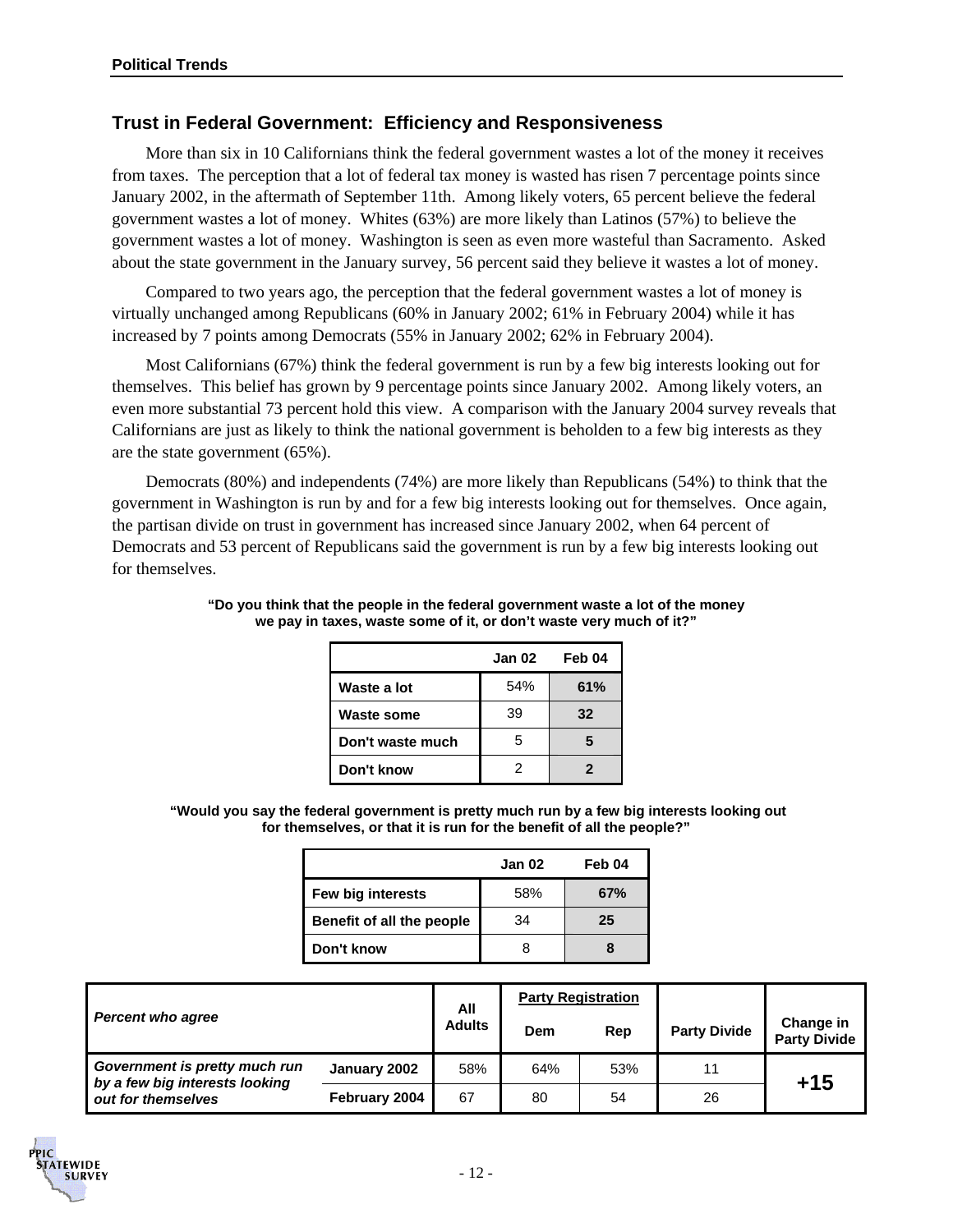## Trust in Federal Government: Efficiency and Responsiveness

More than six in 10 Californians think the federal government wastes a lot of the money it receives from taxes. The perception that a lot of federal tax money is wasted has risen 7 percentage points since January 2002, in the aftermath of September 11th. Among likely voters, 65 percent believe the federal government wastes a lot of money. Whites (63%) are more likely than Latinos (57%) to believe the government wastes a lot of money. Washington is seen as even more wasteful than Sacramento. Asked about the state government in the January survey, 56 percent said they believe it wastes a lot of money.

Compared to two years ago, the perception that the federal government wastes a lot of money is virtually unchanged among Republicans (60% in January 2002; 61% in February 2004) while it has increased by 7 points among Democrats (55% in January 2002; 62% in February 2004).

Most Californians (67%) think the federal government is run by a few big interests looking out for themselves. This belief has grown by 9 percentage points since January 2002. Among likely voters, an even more substantial 73 percent hold this view. A comparison with the January 2004 survey reveals that Californians are just as likely to think the national government is beholden to a few big interests as they are the state government (65%).

Democrats (80%) and independents (74%) are more likely than Republicans (54%) to think that the government in Washington is run by and for a few big interests looking out for themselves. Once again, the partisan divide on trust in government has increased since January 2002, when 64 percent of Democrats and 53 percent of Republicans said the government is run by a few big interests looking out for themselves.

**"Do you think that the people in the federal government waste a lot of the money we pay in taxes, waste some of it, or don't waste very much of it?"**

| | Jan 02 | Feb 04 |
|---|---|---|
| **Waste a lot** | 54% | **61%** |
| **Waste some** | 39 | **32** |
| **Don't waste much** | 5 | **5** |
| **Don't know** | 2 | **2** |

**"Would you say the federal government is pretty much run by a few big interests looking out for themselves, or that it is run for the benefit of all the people?"**

| | Jan 02 | Feb 04 |
|---|---|---|
| **Few big interests** | 58% | **67%** |
| **Benefit of all the people** | 34 | **25** |
| **Don't know** | 8 | **8** |

| *Percent who agree* | | All Adults | Party Registration | | Party Divide | Change in Party Divide |
|---|---|---|---|---|---|---|
| | | | Dem | Rep | | |
| ***Government is pretty much run by a few big interests looking out for themselves*** | January 2002 | 58% | 64% | 53% | 11 | **+15** |
| | February 2004 | 67 | 80 | 54 | 26 | |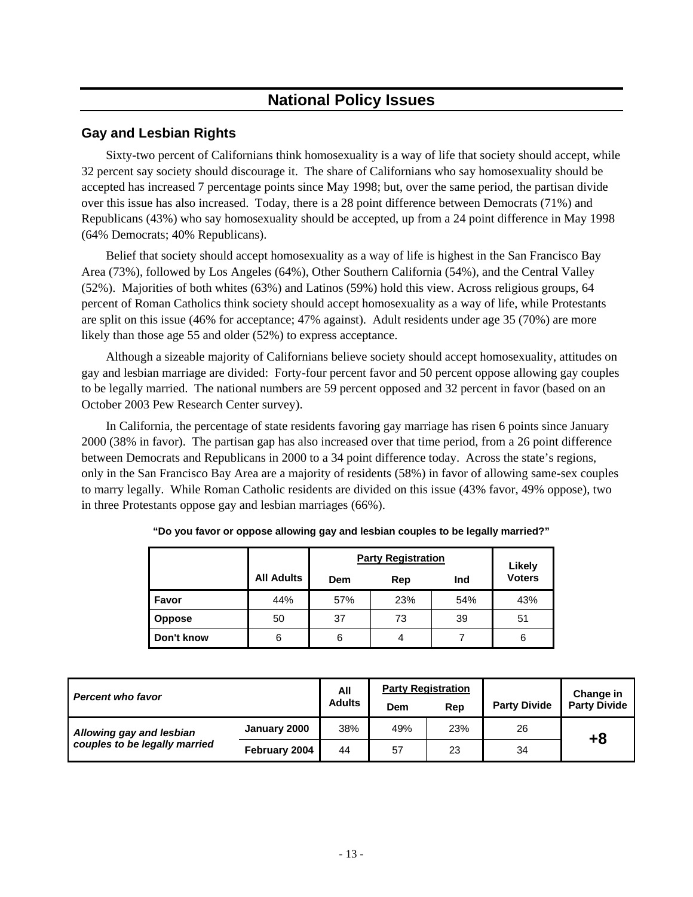# National Policy Issues

## Gay and Lesbian Rights

Sixty-two percent of Californians think homosexuality is a way of life that society should accept, while 32 percent say society should discourage it. The share of Californians who say homosexuality should be accepted has increased 7 percentage points since May 1998; but, over the same period, the partisan divide over this issue has also increased. Today, there is a 28 point difference between Democrats (71%) and Republicans (43%) who say homosexuality should be accepted, up from a 24 point difference in May 1998 (64% Democrats; 40% Republicans).

Belief that society should accept homosexuality as a way of life is highest in the San Francisco Bay Area (73%), followed by Los Angeles (64%), Other Southern California (54%), and the Central Valley (52%). Majorities of both whites (63%) and Latinos (59%) hold this view. Across religious groups, 64 percent of Roman Catholics think society should accept homosexuality as a way of life, while Protestants are split on this issue (46% for acceptance; 47% against). Adult residents under age 35 (70%) are more likely than those age 55 and older (52%) to express acceptance.

Although a sizeable majority of Californians believe society should accept homosexuality, attitudes on gay and lesbian marriage are divided: Forty-four percent favor and 50 percent oppose allowing gay couples to be legally married. The national numbers are 59 percent opposed and 32 percent in favor (based on an October 2003 Pew Research Center survey).

In California, the percentage of state residents favoring gay marriage has risen 6 points since January 2000 (38% in favor). The partisan gap has also increased over that time period, from a 26 point difference between Democrats and Republicans in 2000 to a 34 point difference today. Across the state's regions, only in the San Francisco Bay Area are a majority of residents (58%) in favor of allowing same-sex couples to marry legally. While Roman Catholic residents are divided on this issue (43% favor, 49% oppose), two in three Protestants oppose gay and lesbian marriages (66%).

**"Do you favor or oppose allowing gay and lesbian couples to be legally married?"**

| | All Adults | Party Registration | | | Likely Voters |
|---|---|---|---|---|---|
| | | Dem | Rep | Ind | |
| **Favor** | 44% | 57% | 23% | 54% | 43% |
| **Oppose** | 50 | 37 | 73 | 39 | 51 |
| **Don't know** | 6 | 6 | 4 | 7 | 6 |

| *Percent who favor* | | All Adults | Party Registration | | Party Divide | Change in Party Divide |
|---|---|---|---|---|---|---|
| | | | Dem | Rep | | |
| ***Allowing gay and lesbian couples to be legally married*** | **January 2000** | 38% | 49% | 23% | 26 | **+8** |
| | **February 2004** | 44 | 57 | 23 | 34 | |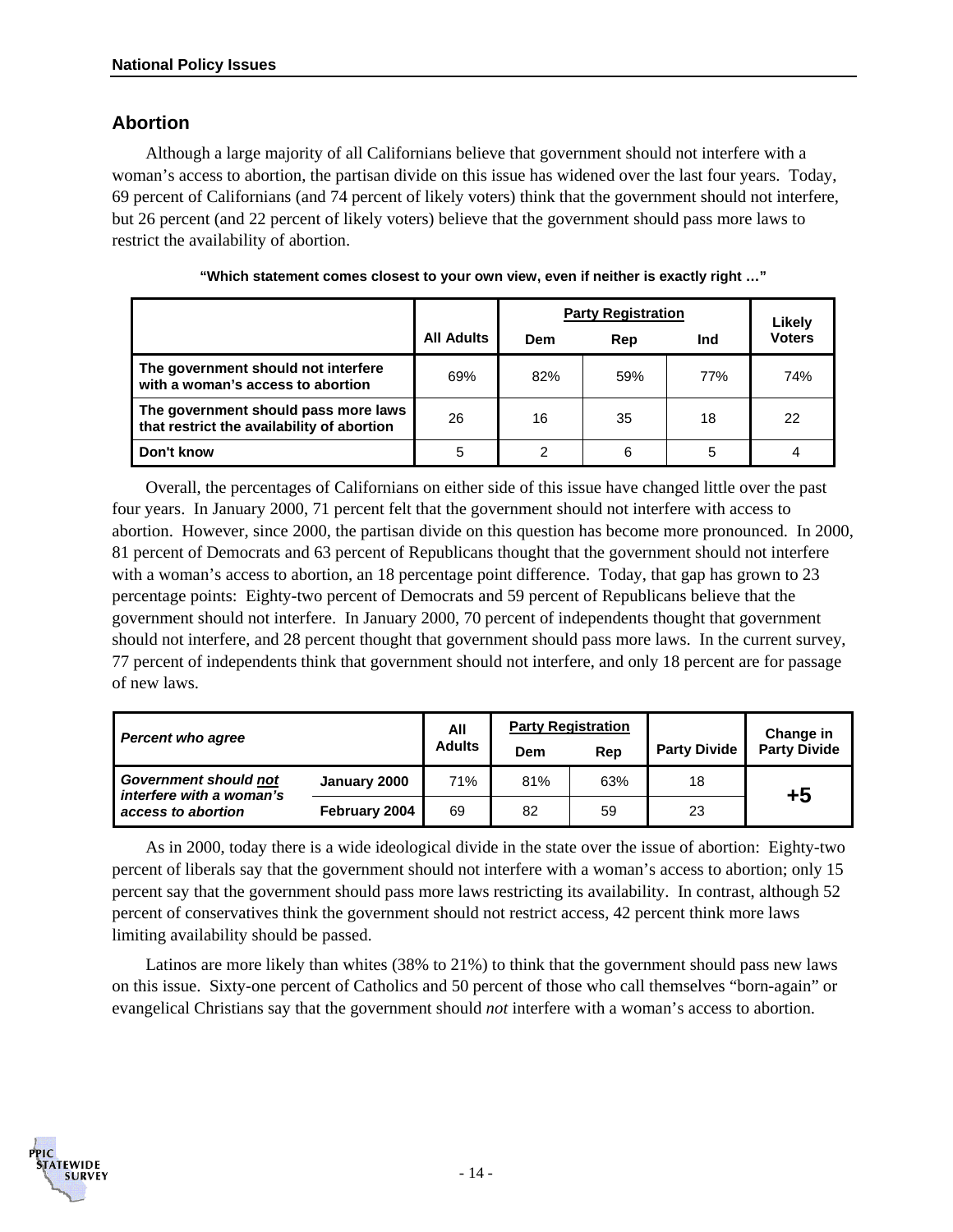## Abortion

Although a large majority of all Californians believe that government should not interfere with a woman's access to abortion, the partisan divide on this issue has widened over the last four years. Today, 69 percent of Californians (and 74 percent of likely voters) think that the government should not interfere, but 26 percent (and 22 percent of likely voters) believe that the government should pass more laws to restrict the availability of abortion.

**"Which statement comes closest to your own view, even if neither is exactly right …"**

| | All Adults | Party Registration | | | Likely Voters |
|---|---|---|---|---|---|
| | | Dem | Rep | Ind | |
| **The government should not interfere with a woman's access to abortion** | 69% | 82% | 59% | 77% | 74% |
| **The government should pass more laws that restrict the availability of abortion** | 26 | 16 | 35 | 18 | 22 |
| **Don't know** | 5 | 2 | 6 | 5 | 4 |

Overall, the percentages of Californians on either side of this issue have changed little over the past four years. In January 2000, 71 percent felt that the government should not interfere with access to abortion. However, since 2000, the partisan divide on this question has become more pronounced. In 2000, 81 percent of Democrats and 63 percent of Republicans thought that the government should not interfere with a woman's access to abortion, an 18 percentage point difference. Today, that gap has grown to 23 percentage points: Eighty-two percent of Democrats and 59 percent of Republicans believe that the government should not interfere. In January 2000, 70 percent of independents thought that government should not interfere, and 28 percent thought that government should pass more laws. In the current survey, 77 percent of independents think that government should not interfere, and only 18 percent are for passage of new laws.

| *Percent who agree* | | All Adults | Party Registration | | Party Divide | Change in Party Divide |
|---|---|---|---|---|---|---|
| | | | Dem | Rep | | |
| ***Government should not interfere with a woman's access to abortion*** | **January 2000** | 71% | 81% | 63% | 18 | **+5** |
| | **February 2004** | 69 | 82 | 59 | 23 | |

As in 2000, today there is a wide ideological divide in the state over the issue of abortion: Eighty-two percent of liberals say that the government should not interfere with a woman's access to abortion; only 15 percent say that the government should pass more laws restricting its availability. In contrast, although 52 percent of conservatives think the government should not restrict access, 42 percent think more laws limiting availability should be passed.

Latinos are more likely than whites (38% to 21%) to think that the government should pass new laws on this issue. Sixty-one percent of Catholics and 50 percent of those who call themselves "born-again" or evangelical Christians say that the government should *not* interfere with a woman's access to abortion.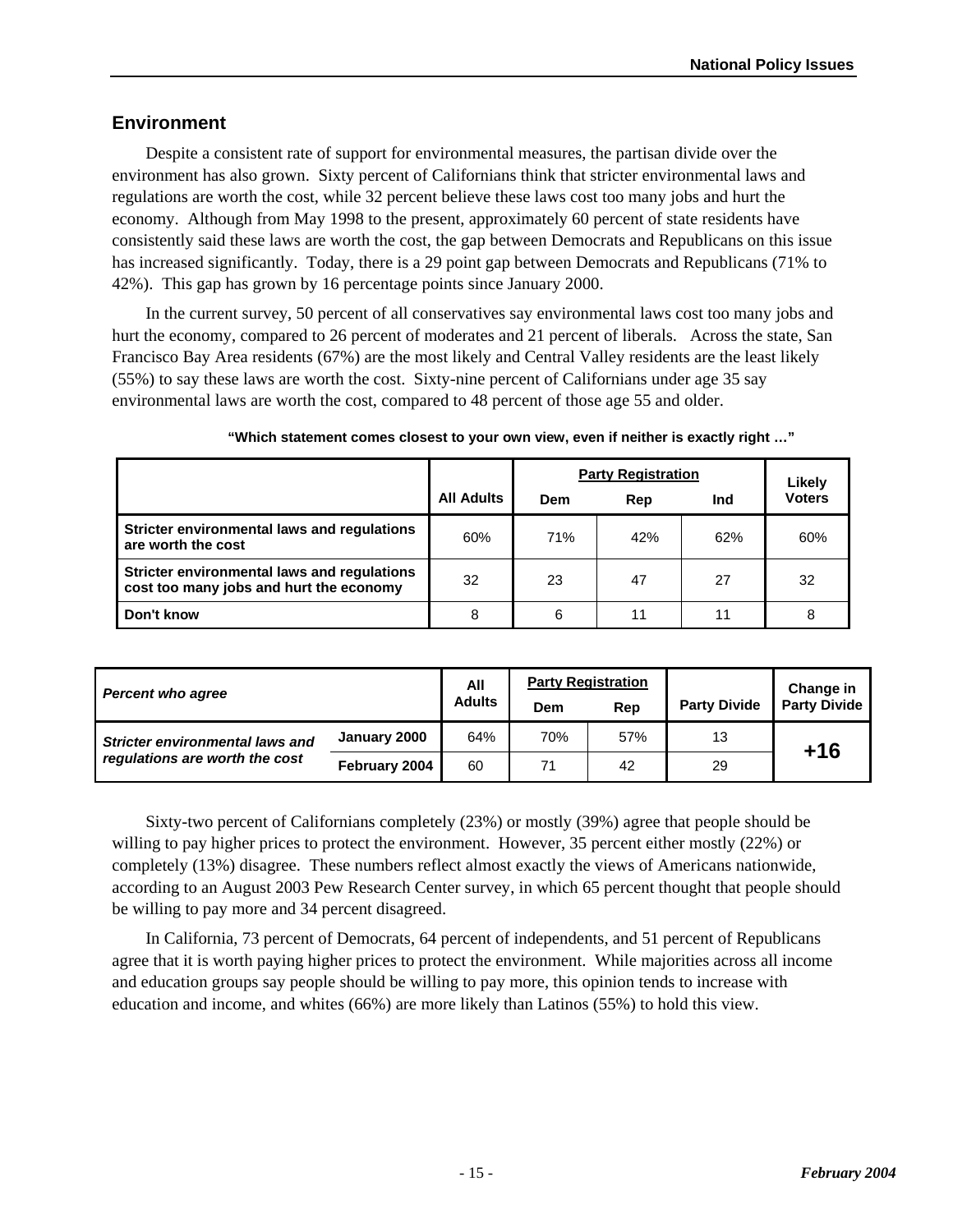## Environment

Despite a consistent rate of support for environmental measures, the partisan divide over the environment has also grown. Sixty percent of Californians think that stricter environmental laws and regulations are worth the cost, while 32 percent believe these laws cost too many jobs and hurt the economy. Although from May 1998 to the present, approximately 60 percent of state residents have consistently said these laws are worth the cost, the gap between Democrats and Republicans on this issue has increased significantly. Today, there is a 29 point gap between Democrats and Republicans (71% to 42%). This gap has grown by 16 percentage points since January 2000.

In the current survey, 50 percent of all conservatives say environmental laws cost too many jobs and hurt the economy, compared to 26 percent of moderates and 21 percent of liberals. Across the state, San Francisco Bay Area residents (67%) are the most likely and Central Valley residents are the least likely (55%) to say these laws are worth the cost. Sixty-nine percent of Californians under age 35 say environmental laws are worth the cost, compared to 48 percent of those age 55 and older.

**"Which statement comes closest to your own view, even if neither is exactly right …"**

| | All Adults | Party Registration | | | Likely Voters |
|---|---|---|---|---|---|
| | | Dem | Rep | Ind | |
| **Stricter environmental laws and regulations are worth the cost** | 60% | 71% | 42% | 62% | 60% |
| **Stricter environmental laws and regulations cost too many jobs and hurt the economy** | 32 | 23 | 47 | 27 | 32 |
| **Don't know** | 8 | 6 | 11 | 11 | 8 |

| *Percent who agree* | | All Adults | Party Registration | | Party Divide | Change in Party Divide |
|---|---|---|---|---|---|---|
| | | | Dem | Rep | | |
| ***Stricter environmental laws and regulations are worth the cost*** | **January 2000** | 64% | 70% | 57% | 13 | **+16** |
| | **February 2004** | 60 | 71 | 42 | 29 | |

Sixty-two percent of Californians completely (23%) or mostly (39%) agree that people should be willing to pay higher prices to protect the environment. However, 35 percent either mostly (22%) or completely (13%) disagree. These numbers reflect almost exactly the views of Americans nationwide, according to an August 2003 Pew Research Center survey, in which 65 percent thought that people should be willing to pay more and 34 percent disagreed.

In California, 73 percent of Democrats, 64 percent of independents, and 51 percent of Republicans agree that it is worth paying higher prices to protect the environment. While majorities across all income and education groups say people should be willing to pay more, this opinion tends to increase with education and income, and whites (66%) are more likely than Latinos (55%) to hold this view.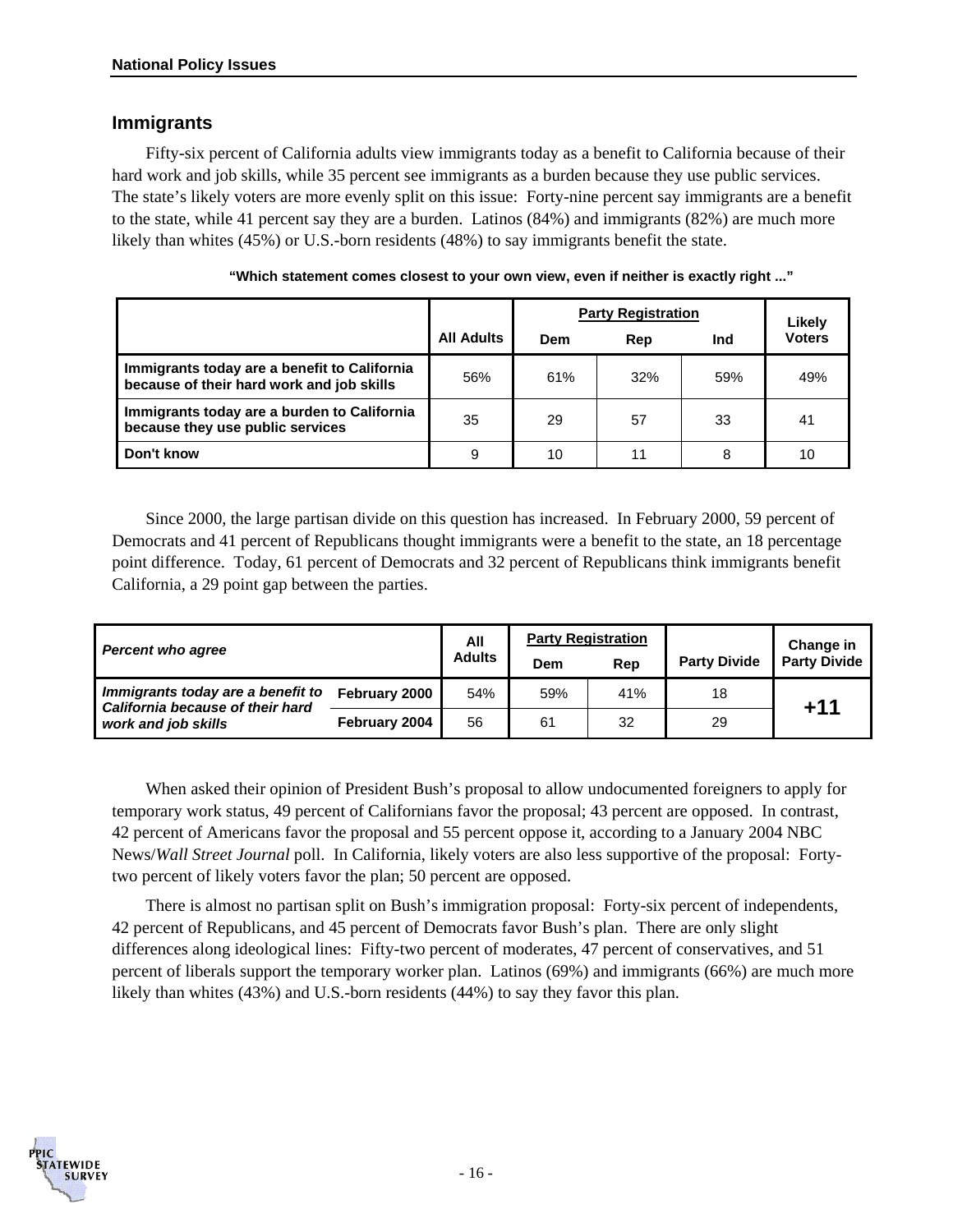## Immigrants

Fifty-six percent of California adults view immigrants today as a benefit to California because of their hard work and job skills, while 35 percent see immigrants as a burden because they use public services. The state's likely voters are more evenly split on this issue: Forty-nine percent say immigrants are a benefit to the state, while 41 percent say they are a burden. Latinos (84%) and immigrants (82%) are much more likely than whites (45%) or U.S.-born residents (48%) to say immigrants benefit the state.

**"Which statement comes closest to your own view, even if neither is exactly right ..."**

| | All Adults | Party Registration | | | Likely Voters |
|---|---|---|---|---|---|
| | | Dem | Rep | Ind | |
| **Immigrants today are a benefit to California because of their hard work and job skills** | 56% | 61% | 32% | 59% | 49% |
| **Immigrants today are a burden to California because they use public services** | 35 | 29 | 57 | 33 | 41 |
| **Don't know** | 9 | 10 | 11 | 8 | 10 |

Since 2000, the large partisan divide on this question has increased. In February 2000, 59 percent of Democrats and 41 percent of Republicans thought immigrants were a benefit to the state, an 18 percentage point difference. Today, 61 percent of Democrats and 32 percent of Republicans think immigrants benefit California, a 29 point gap between the parties.

| *Percent who agree* | | All Adults | Party Registration | | Party Divide | Change in Party Divide |
|---|---|---|---|---|---|---|
| | | | Dem | Rep | | |
| ***Immigrants today are a benefit to California because of their hard work and job skills*** | **February 2000** | 54% | 59% | 41% | 18 | **+11** |
| | **February 2004** | 56 | 61 | 32 | 29 | |

When asked their opinion of President Bush's proposal to allow undocumented foreigners to apply for temporary work status, 49 percent of Californians favor the proposal; 43 percent are opposed. In contrast, 42 percent of Americans favor the proposal and 55 percent oppose it, according to a January 2004 NBC News/*Wall Street Journal* poll. In California, likely voters are also less supportive of the proposal: Forty-two percent of likely voters favor the plan; 50 percent are opposed.

There is almost no partisan split on Bush's immigration proposal: Forty-six percent of independents, 42 percent of Republicans, and 45 percent of Democrats favor Bush's plan. There are only slight differences along ideological lines: Fifty-two percent of moderates, 47 percent of conservatives, and 51 percent of liberals support the temporary worker plan. Latinos (69%) and immigrants (66%) are much more likely than whites (43%) and U.S.-born residents (44%) to say they favor this plan.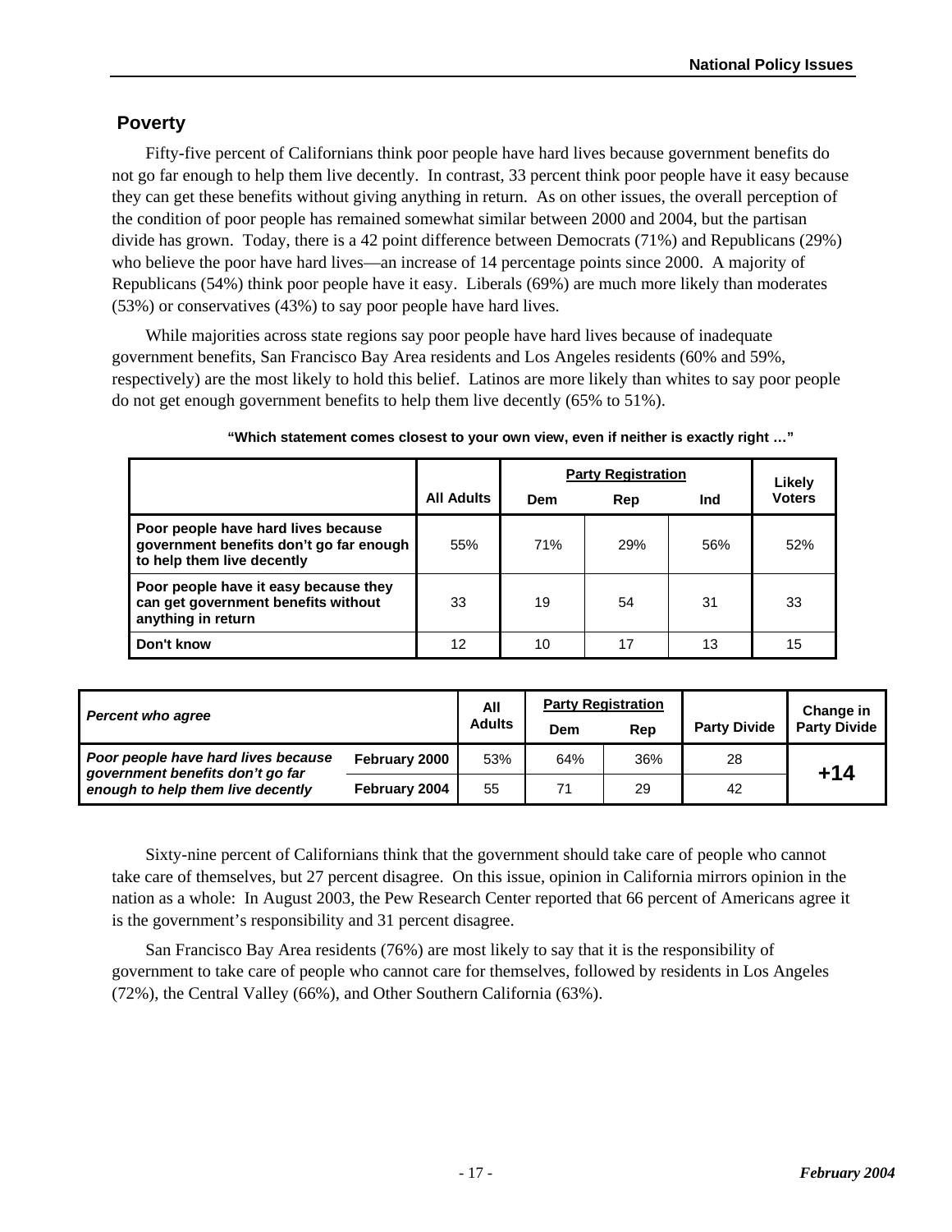## Poverty

Fifty-five percent of Californians think poor people have hard lives because government benefits do not go far enough to help them live decently. In contrast, 33 percent think poor people have it easy because they can get these benefits without giving anything in return. As on other issues, the overall perception of the condition of poor people has remained somewhat similar between 2000 and 2004, but the partisan divide has grown. Today, there is a 42 point difference between Democrats (71%) and Republicans (29%) who believe the poor have hard lives—an increase of 14 percentage points since 2000. A majority of Republicans (54%) think poor people have it easy. Liberals (69%) are much more likely than moderates (53%) or conservatives (43%) to say poor people have hard lives.

While majorities across state regions say poor people have hard lives because of inadequate government benefits, San Francisco Bay Area residents and Los Angeles residents (60% and 59%, respectively) are the most likely to hold this belief. Latinos are more likely than whites to say poor people do not get enough government benefits to help them live decently (65% to 51%).

**"Which statement comes closest to your own view, even if neither is exactly right …"**

| | All Adults | Party Registration | | | Likely Voters |
|---|---|---|---|---|---|
| | | Dem | Rep | Ind | |
| **Poor people have hard lives because government benefits don't go far enough to help them live decently** | 55% | 71% | 29% | 56% | 52% |
| **Poor people have it easy because they can get government benefits without anything in return** | 33 | 19 | 54 | 31 | 33 |
| **Don't know** | 12 | 10 | 17 | 13 | 15 |

| *Percent who agree* | | All Adults | Party Registration | | Party Divide | Change in Party Divide |
|---|---|---|---|---|---|---|
| | | | Dem | Rep | | |
| ***Poor people have hard lives because government benefits don't go far enough to help them live decently*** | **February 2000** | 53% | 64% | 36% | 28 | **+14** |
| | **February 2004** | 55 | 71 | 29 | 42 | |

Sixty-nine percent of Californians think that the government should take care of people who cannot take care of themselves, but 27 percent disagree. On this issue, opinion in California mirrors opinion in the nation as a whole: In August 2003, the Pew Research Center reported that 66 percent of Americans agree it is the government's responsibility and 31 percent disagree.

San Francisco Bay Area residents (76%) are most likely to say that it is the responsibility of government to take care of people who cannot care for themselves, followed by residents in Los Angeles (72%), the Central Valley (66%), and Other Southern California (63%).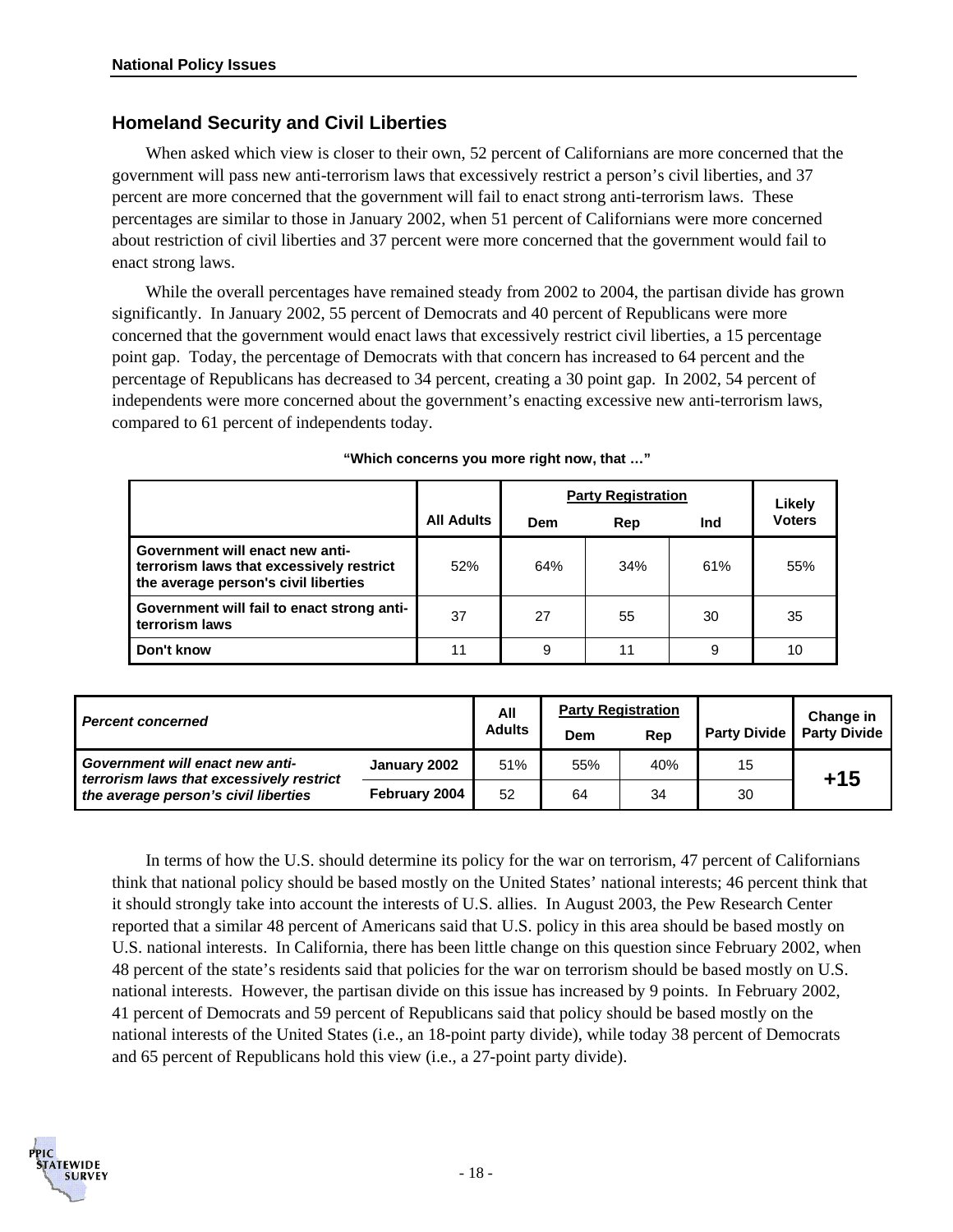## Homeland Security and Civil Liberties

When asked which view is closer to their own, 52 percent of Californians are more concerned that the government will pass new anti-terrorism laws that excessively restrict a person's civil liberties, and 37 percent are more concerned that the government will fail to enact strong anti-terrorism laws. These percentages are similar to those in January 2002, when 51 percent of Californians were more concerned about restriction of civil liberties and 37 percent were more concerned that the government would fail to enact strong laws.

While the overall percentages have remained steady from 2002 to 2004, the partisan divide has grown significantly. In January 2002, 55 percent of Democrats and 40 percent of Republicans were more concerned that the government would enact laws that excessively restrict civil liberties, a 15 percentage point gap. Today, the percentage of Democrats with that concern has increased to 64 percent and the percentage of Republicans has decreased to 34 percent, creating a 30 point gap. In 2002, 54 percent of independents were more concerned about the government's enacting excessive new anti-terrorism laws, compared to 61 percent of independents today.

**"Which concerns you more right now, that …"**

| | All Adults | Party Registration | | | Likely Voters |
|---|---|---|---|---|---|
| | | Dem | Rep | Ind | |
| **Government will enact new anti-terrorism laws that excessively restrict the average person's civil liberties** | 52% | 64% | 34% | 61% | 55% |
| **Government will fail to enact strong anti-terrorism laws** | 37 | 27 | 55 | 30 | 35 |
| **Don't know** | 11 | 9 | 11 | 9 | 10 |

| *Percent concerned* | | All Adults | Party Registration | | Party Divide | Change in Party Divide |
|---|---|---|---|---|---|---|
| | | | Dem | Rep | | |
| ***Government will enact new anti-terrorism laws that excessively restrict the average person's civil liberties*** | **January 2002** | 51% | 55% | 40% | 15 | **+15** |
| | **February 2004** | 52 | 64 | 34 | 30 | |

In terms of how the U.S. should determine its policy for the war on terrorism, 47 percent of Californians think that national policy should be based mostly on the United States' national interests; 46 percent think that it should strongly take into account the interests of U.S. allies. In August 2003, the Pew Research Center reported that a similar 48 percent of Americans said that U.S. policy in this area should be based mostly on U.S. national interests. In California, there has been little change on this question since February 2002, when 48 percent of the state's residents said that policies for the war on terrorism should be based mostly on U.S. national interests. However, the partisan divide on this issue has increased by 9 points. In February 2002, 41 percent of Democrats and 59 percent of Republicans said that policy should be based mostly on the national interests of the United States (i.e., an 18-point party divide), while today 38 percent of Democrats and 65 percent of Republicans hold this view (i.e., a 27-point party divide).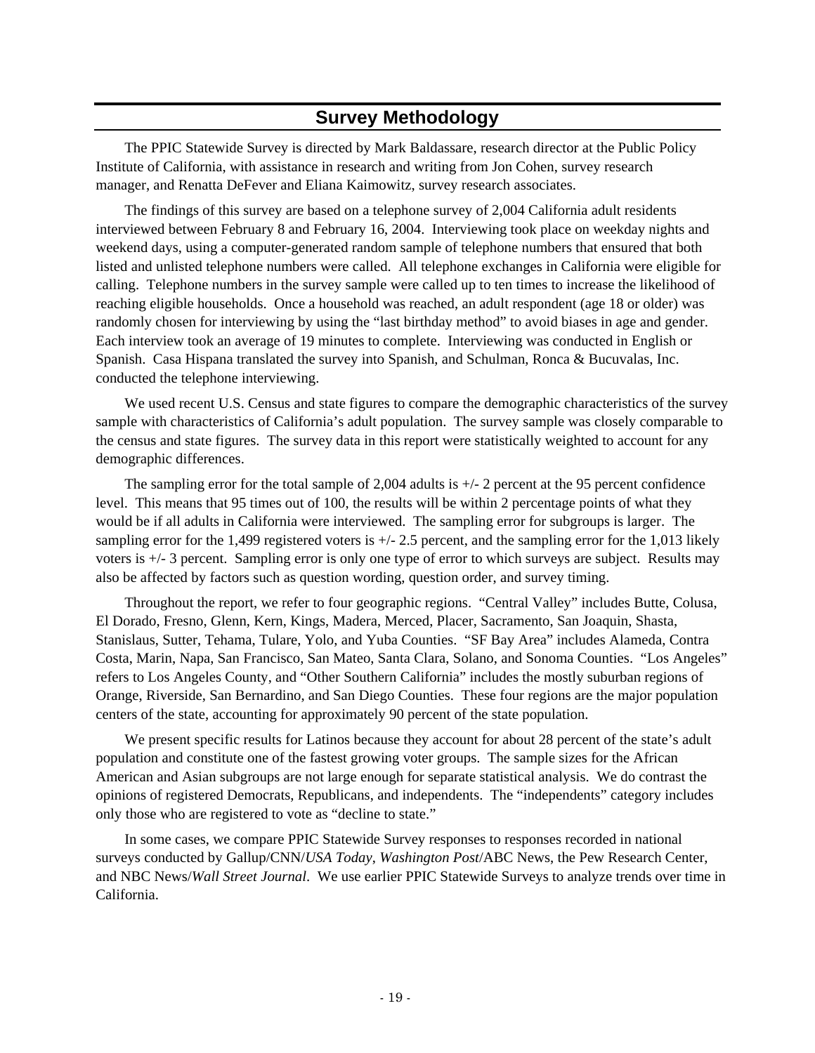# Survey Methodology

The PPIC Statewide Survey is directed by Mark Baldassare, research director at the Public Policy Institute of California, with assistance in research and writing from Jon Cohen, survey research manager, and Renatta DeFever and Eliana Kaimowitz, survey research associates.

The findings of this survey are based on a telephone survey of 2,004 California adult residents interviewed between February 8 and February 16, 2004. Interviewing took place on weekday nights and weekend days, using a computer-generated random sample of telephone numbers that ensured that both listed and unlisted telephone numbers were called. All telephone exchanges in California were eligible for calling. Telephone numbers in the survey sample were called up to ten times to increase the likelihood of reaching eligible households. Once a household was reached, an adult respondent (age 18 or older) was randomly chosen for interviewing by using the "last birthday method" to avoid biases in age and gender. Each interview took an average of 19 minutes to complete. Interviewing was conducted in English or Spanish. Casa Hispana translated the survey into Spanish, and Schulman, Ronca & Bucuvalas, Inc. conducted the telephone interviewing.

We used recent U.S. Census and state figures to compare the demographic characteristics of the survey sample with characteristics of California's adult population. The survey sample was closely comparable to the census and state figures. The survey data in this report were statistically weighted to account for any demographic differences.

The sampling error for the total sample of 2,004 adults is +/- 2 percent at the 95 percent confidence level. This means that 95 times out of 100, the results will be within 2 percentage points of what they would be if all adults in California were interviewed. The sampling error for subgroups is larger. The sampling error for the 1,499 registered voters is +/- 2.5 percent, and the sampling error for the 1,013 likely voters is +/- 3 percent. Sampling error is only one type of error to which surveys are subject. Results may also be affected by factors such as question wording, question order, and survey timing.

Throughout the report, we refer to four geographic regions. "Central Valley" includes Butte, Colusa, El Dorado, Fresno, Glenn, Kern, Kings, Madera, Merced, Placer, Sacramento, San Joaquin, Shasta, Stanislaus, Sutter, Tehama, Tulare, Yolo, and Yuba Counties. "SF Bay Area" includes Alameda, Contra Costa, Marin, Napa, San Francisco, San Mateo, Santa Clara, Solano, and Sonoma Counties. "Los Angeles" refers to Los Angeles County, and "Other Southern California" includes the mostly suburban regions of Orange, Riverside, San Bernardino, and San Diego Counties. These four regions are the major population centers of the state, accounting for approximately 90 percent of the state population.

We present specific results for Latinos because they account for about 28 percent of the state's adult population and constitute one of the fastest growing voter groups. The sample sizes for the African American and Asian subgroups are not large enough for separate statistical analysis. We do contrast the opinions of registered Democrats, Republicans, and independents. The "independents" category includes only those who are registered to vote as "decline to state."

In some cases, we compare PPIC Statewide Survey responses to responses recorded in national surveys conducted by Gallup/CNN/*USA Today*, *Washington Post*/ABC News, the Pew Research Center, and NBC News/*Wall Street Journal*. We use earlier PPIC Statewide Surveys to analyze trends over time in California.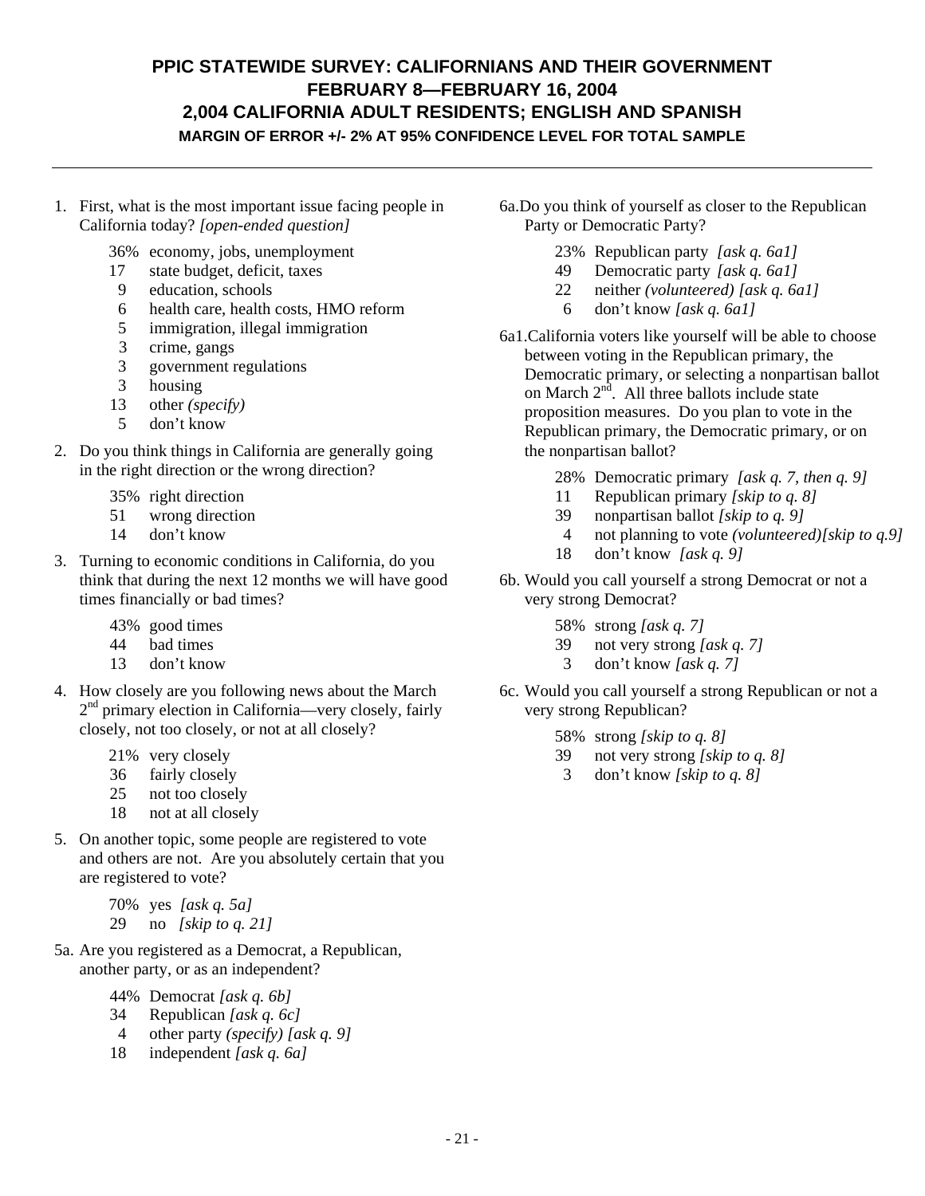# PPIC STATEWIDE SURVEY: CALIFORNIANS AND THEIR GOVERNMENT
## FEBRUARY 8—FEBRUARY 16, 2004
## 2,004 CALIFORNIA ADULT RESIDENTS; ENGLISH AND SPANISH
### MARGIN OF ERROR +/- 2% AT 95% CONFIDENCE LEVEL FOR TOTAL SAMPLE

---

1. First, what is the most important issue facing people in California today? *[open-ended question]*

   36% economy, jobs, unemployment
   17 state budget, deficit, taxes
   9 education, schools
   6 health care, health costs, HMO reform
   5 immigration, illegal immigration
   3 crime, gangs
   3 government regulations
   3 housing
   13 other *(specify)*
   5 don't know

2. Do you think things in California are generally going in the right direction or the wrong direction?

   35% right direction
   51 wrong direction
   14 don't know

3. Turning to economic conditions in California, do you think that during the next 12 months we will have good times financially or bad times?

   43% good times
   44 bad times
   13 don't know

4. How closely are you following news about the March 2nd primary election in California—very closely, fairly closely, not too closely, or not at all closely?

   21% very closely
   36 fairly closely
   25 not too closely
   18 not at all closely

5. On another topic, some people are registered to vote and others are not. Are you absolutely certain that you are registered to vote?

   70% yes *[ask q. 5a]*
   29 no *[skip to q. 21]*

5a. Are you registered as a Democrat, a Republican, another party, or as an independent?

   44% Democrat *[ask q. 6b]*
   34 Republican *[ask q. 6c]*
   4 other party *(specify) [ask q. 9]*
   18 independent *[ask q. 6a]*

6a. Do you think of yourself as closer to the Republican Party or Democratic Party?

   23% Republican party *[ask q. 6a1]*
   49 Democratic party *[ask q. 6a1]*
   22 neither *(volunteered) [ask q. 6a1]*
   6 don't know *[ask q. 6a1]*

6a1. California voters like yourself will be able to choose between voting in the Republican primary, the Democratic primary, or selecting a nonpartisan ballot on March 2nd. All three ballots include state proposition measures. Do you plan to vote in the Republican primary, the Democratic primary, or on the nonpartisan ballot?

   28% Democratic primary *[ask q. 7, then q. 9]*
   11 Republican primary *[skip to q. 8]*
   39 nonpartisan ballot *[skip to q. 9]*
   4 not planning to vote *(volunteered)[skip to q.9]*
   18 don't know *[ask q. 9]*

6b. Would you call yourself a strong Democrat or not a very strong Democrat?

   58% strong *[ask q. 7]*
   39 not very strong *[ask q. 7]*
   3 don't know *[ask q. 7]*

6c. Would you call yourself a strong Republican or not a very strong Republican?

   58% strong *[skip to q. 8]*
   39 not very strong *[skip to q. 8]*
   3 don't know *[skip to q. 8]*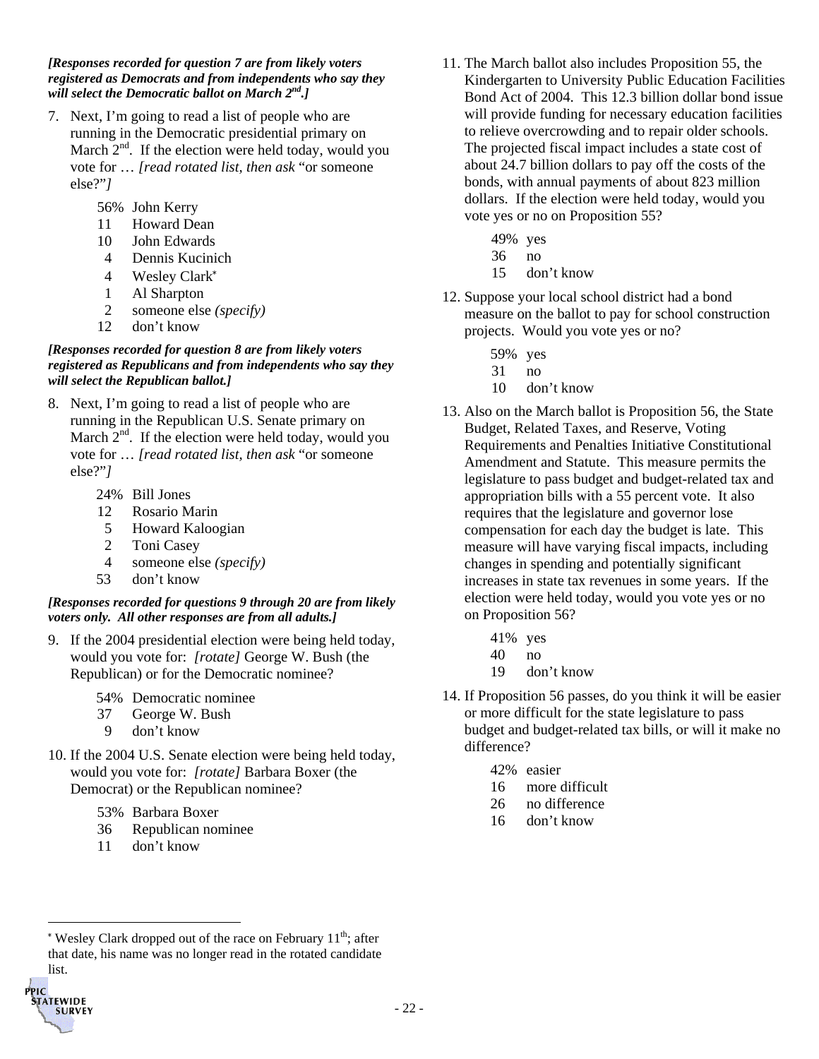***[Responses recorded for question 7 are from likely voters registered as Democrats and from independents who say they will select the Democratic ballot on March 2nd.]***

7. Next, I'm going to read a list of people who are running in the Democratic presidential primary on March 2nd. If the election were held today, would you vote for … *[read rotated list, then ask* "or someone else?"*]*

   56% John Kerry
   11 Howard Dean
   10 John Edwards
   4 Dennis Kucinich
   4 Wesley Clark*
   1 Al Sharpton
   2 someone else *(specify)*
   12 don't know

***[Responses recorded for question 8 are from likely voters registered as Republicans and from independents who say they will select the Republican ballot.]***

8. Next, I'm going to read a list of people who are running in the Republican U.S. Senate primary on March 2nd. If the election were held today, would you vote for … *[read rotated list, then ask* "or someone else?"*]*

   24% Bill Jones
   12 Rosario Marin
   5 Howard Kaloogian
   2 Toni Casey
   4 someone else *(specify)*
   53 don't know

***[Responses recorded for questions 9 through 20 are from likely voters only. All other responses are from all adults.]***

9. If the 2004 presidential election were being held today, would you vote for: *[rotate]* George W. Bush (the Republican) or for the Democratic nominee?

   54% Democratic nominee
   37 George W. Bush
   9 don't know

10. If the 2004 U.S. Senate election were being held today, would you vote for: *[rotate]* Barbara Boxer (the Democrat) or the Republican nominee?

    53% Barbara Boxer
    36 Republican nominee
    11 don't know

11. The March ballot also includes Proposition 55, the Kindergarten to University Public Education Facilities Bond Act of 2004. This 12.3 billion dollar bond issue will provide funding for necessary education facilities to relieve overcrowding and to repair older schools. The projected fiscal impact includes a state cost of about 24.7 billion dollars to pay off the costs of the bonds, with annual payments of about 823 million dollars. If the election were held today, would you vote yes or no on Proposition 55?

    49% yes
    36 no
    15 don't know

12. Suppose your local school district had a bond measure on the ballot to pay for school construction projects. Would you vote yes or no?

    59% yes
    31 no
    10 don't know

13. Also on the March ballot is Proposition 56, the State Budget, Related Taxes, and Reserve, Voting Requirements and Penalties Initiative Constitutional Amendment and Statute. This measure permits the legislature to pass budget and budget-related tax and appropriation bills with a 55 percent vote. It also requires that the legislature and governor lose compensation for each day the budget is late. This measure will have varying fiscal impacts, including changes in spending and potentially significant increases in state tax revenues in some years. If the election were held today, would you vote yes or no on Proposition 56?

    41% yes
    40 no
    19 don't know

14. If Proposition 56 passes, do you think it will be easier or more difficult for the state legislature to pass budget and budget-related tax bills, or will it make no difference?

    42% easier
    16 more difficult
    26 no difference
    16 don't know

---

* Wesley Clark dropped out of the race on February 11th; after that date, his name was no longer read in the rotated candidate list.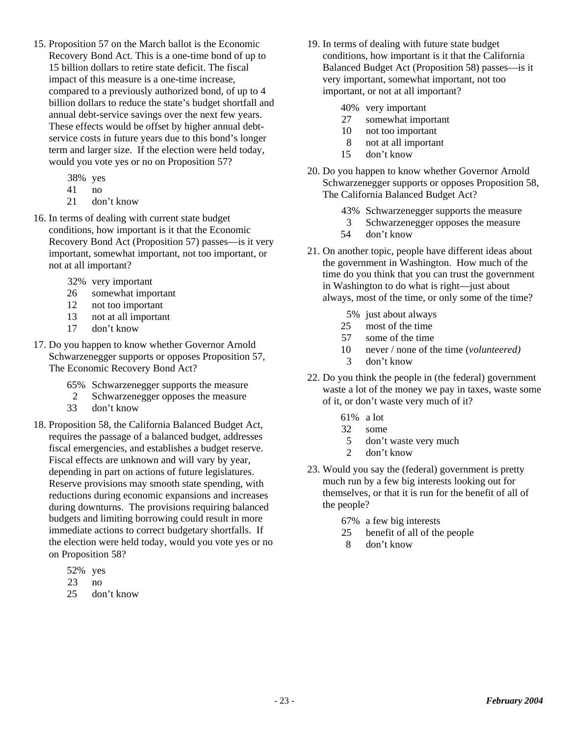15. Proposition 57 on the March ballot is the Economic Recovery Bond Act. This is a one-time bond of up to 15 billion dollars to retire state deficit. The fiscal impact of this measure is a one-time increase, compared to a previously authorized bond, of up to 4 billion dollars to reduce the state's budget shortfall and annual debt-service savings over the next few years. These effects would be offset by higher annual debt-service costs in future years due to this bond's longer term and larger size. If the election were held today, would you vote yes or no on Proposition 57?

    38% yes
    41 no
    21 don't know

16. In terms of dealing with current state budget conditions, how important is it that the Economic Recovery Bond Act (Proposition 57) passes—is it very important, somewhat important, not too important, or not at all important?

    32% very important
    26 somewhat important
    12 not too important
    13 not at all important
    17 don't know

17. Do you happen to know whether Governor Arnold Schwarzenegger supports or opposes Proposition 57, The Economic Recovery Bond Act?

    65% Schwarzenegger supports the measure
    2 Schwarzenegger opposes the measure
    33 don't know

18. Proposition 58, the California Balanced Budget Act, requires the passage of a balanced budget, addresses fiscal emergencies, and establishes a budget reserve. Fiscal effects are unknown and will vary by year, depending in part on actions of future legislatures. Reserve provisions may smooth state spending, with reductions during economic expansions and increases during downturns. The provisions requiring balanced budgets and limiting borrowing could result in more immediate actions to correct budgetary shortfalls. If the election were held today, would you vote yes or no on Proposition 58?

    52% yes
    23 no
    25 don't know

19. In terms of dealing with future state budget conditions, how important is it that the California Balanced Budget Act (Proposition 58) passes—is it very important, somewhat important, not too important, or not at all important?

    40% very important
    27 somewhat important
    10 not too important
    8 not at all important
    15 don't know

20. Do you happen to know whether Governor Arnold Schwarzenegger supports or opposes Proposition 58, The California Balanced Budget Act?

    43% Schwarzenegger supports the measure
    3 Schwarzenegger opposes the measure
    54 don't know

21. On another topic, people have different ideas about the government in Washington. How much of the time do you think that you can trust the government in Washington to do what is right—just about always, most of the time, or only some of the time?

    5% just about always
    25 most of the time
    57 some of the time
    10 never / none of the time (*volunteered)*
    3 don't know

22. Do you think the people in (the federal) government waste a lot of the money we pay in taxes, waste some of it, or don't waste very much of it?

    61% a lot
    32 some
    5 don't waste very much
    2 don't know

23. Would you say the (federal) government is pretty much run by a few big interests looking out for themselves, or that it is run for the benefit of all of the people?

    67% a few big interests
    25 benefit of all of the people
    8 don't know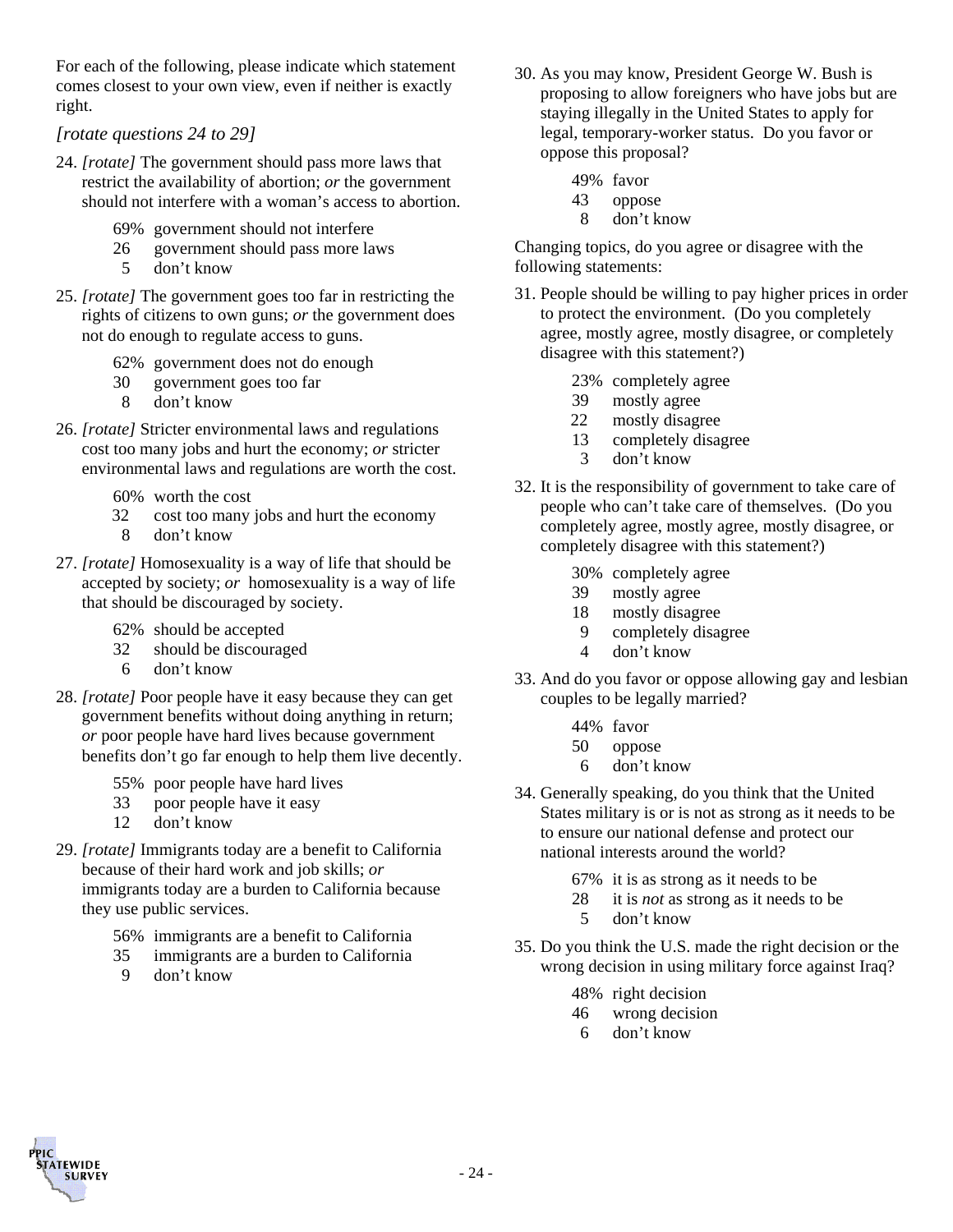For each of the following, please indicate which statement comes closest to your own view, even if neither is exactly right.

*[rotate questions 24 to 29]*

24. *[rotate]* The government should pass more laws that restrict the availability of abortion; *or* the government should not interfere with a woman's access to abortion.

    69% government should not interfere
    26 government should pass more laws
    5 don't know

25. *[rotate]* The government goes too far in restricting the rights of citizens to own guns; *or* the government does not do enough to regulate access to guns.

    62% government does not do enough
    30 government goes too far
    8 don't know

26. *[rotate]* Stricter environmental laws and regulations cost too many jobs and hurt the economy; *or* stricter environmental laws and regulations are worth the cost.

    60% worth the cost
    32 cost too many jobs and hurt the economy
    8 don't know

27. *[rotate]* Homosexuality is a way of life that should be accepted by society; *or* homosexuality is a way of life that should be discouraged by society.

    62% should be accepted
    32 should be discouraged
    6 don't know

28. *[rotate]* Poor people have it easy because they can get government benefits without doing anything in return; *or* poor people have hard lives because government benefits don't go far enough to help them live decently.

    55% poor people have hard lives
    33 poor people have it easy
    12 don't know

29. *[rotate]* Immigrants today are a benefit to California because of their hard work and job skills; *or* immigrants today are a burden to California because they use public services.

    56% immigrants are a benefit to California
    35 immigrants are a burden to California
    9 don't know

30. As you may know, President George W. Bush is proposing to allow foreigners who have jobs but are staying illegally in the United States to apply for legal, temporary-worker status. Do you favor or oppose this proposal?

    49% favor
    43 oppose
    8 don't know

Changing topics, do you agree or disagree with the following statements:

31. People should be willing to pay higher prices in order to protect the environment. (Do you completely agree, mostly agree, mostly disagree, or completely disagree with this statement?)

    23% completely agree
    39 mostly agree
    22 mostly disagree
    13 completely disagree
    3 don't know

32. It is the responsibility of government to take care of people who can't take care of themselves. (Do you completely agree, mostly agree, mostly disagree, or completely disagree with this statement?)

    30% completely agree
    39 mostly agree
    18 mostly disagree
    9 completely disagree
    4 don't know

33. And do you favor or oppose allowing gay and lesbian couples to be legally married?

    44% favor
    50 oppose
    6 don't know

34. Generally speaking, do you think that the United States military is or is not as strong as it needs to be to ensure our national defense and protect our national interests around the world?

    67% it is as strong as it needs to be
    28 it is *not* as strong as it needs to be
    5 don't know

35. Do you think the U.S. made the right decision or the wrong decision in using military force against Iraq?

    48% right decision
    46 wrong decision
    6 don't know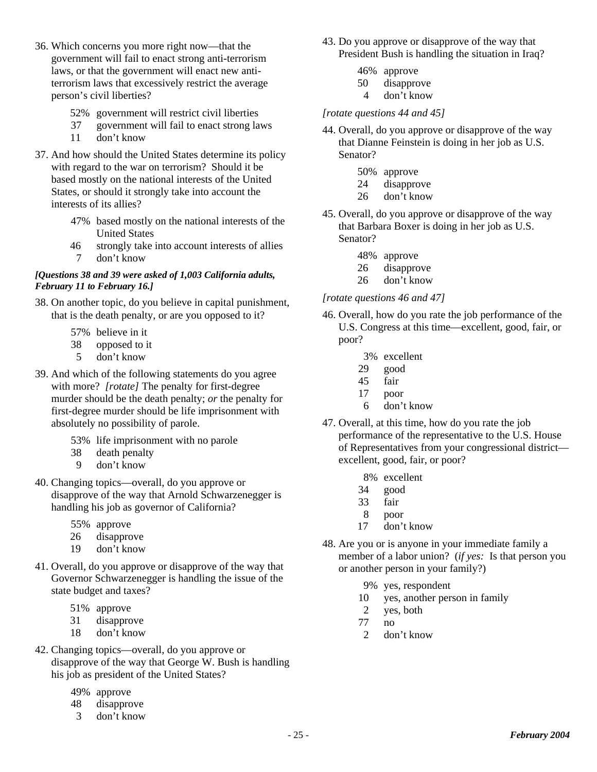36. Which concerns you more right now—that the government will fail to enact strong anti-terrorism laws, or that the government will enact new anti-terrorism laws that excessively restrict the average person's civil liberties?

    52% government will restrict civil liberties
    37 government will fail to enact strong laws
    11 don't know

37. And how should the United States determine its policy with regard to the war on terrorism? Should it be based mostly on the national interests of the United States, or should it strongly take into account the interests of its allies?

    47% based mostly on the national interests of the United States
    46 strongly take into account interests of allies
    7 don't know

***[Questions 38 and 39 were asked of 1,003 California adults, February 11 to February 16.]***

38. On another topic, do you believe in capital punishment, that is the death penalty, or are you opposed to it?

    57% believe in it
    38 opposed to it
    5 don't know

39. And which of the following statements do you agree with more? *[rotate]* The penalty for first-degree murder should be the death penalty; *or* the penalty for first-degree murder should be life imprisonment with absolutely no possibility of parole.

    53% life imprisonment with no parole
    38 death penalty
    9 don't know

40. Changing topics—overall, do you approve or disapprove of the way that Arnold Schwarzenegger is handling his job as governor of California?

    55% approve
    26 disapprove
    19 don't know

41. Overall, do you approve or disapprove of the way that Governor Schwarzenegger is handling the issue of the state budget and taxes?

    51% approve
    31 disapprove
    18 don't know

42. Changing topics—overall, do you approve or disapprove of the way that George W. Bush is handling his job as president of the United States?

    49% approve
    48 disapprove
    3 don't know

43. Do you approve or disapprove of the way that President Bush is handling the situation in Iraq?

    46% approve
    50 disapprove
    4 don't know

*[rotate questions 44 and 45]*

44. Overall, do you approve or disapprove of the way that Dianne Feinstein is doing in her job as U.S. Senator?

    50% approve
    24 disapprove
    26 don't know

45. Overall, do you approve or disapprove of the way that Barbara Boxer is doing in her job as U.S. Senator?

    48% approve
    26 disapprove
    26 don't know

*[rotate questions 46 and 47]*

46. Overall, how do you rate the job performance of the U.S. Congress at this time—excellent, good, fair, or poor?

    3% excellent
    29 good
    45 fair
    17 poor
    6 don't know

47. Overall, at this time, how do you rate the job performance of the representative to the U.S. House of Representatives from your congressional district—excellent, good, fair, or poor?

    8% excellent
    34 good
    33 fair
    8 poor
    17 don't know

48. Are you or is anyone in your immediate family a member of a labor union? (*if yes:* Is that person you or another person in your family?)

    9% yes, respondent
    10 yes, another person in family
    2 yes, both
    77 no
    2 don't know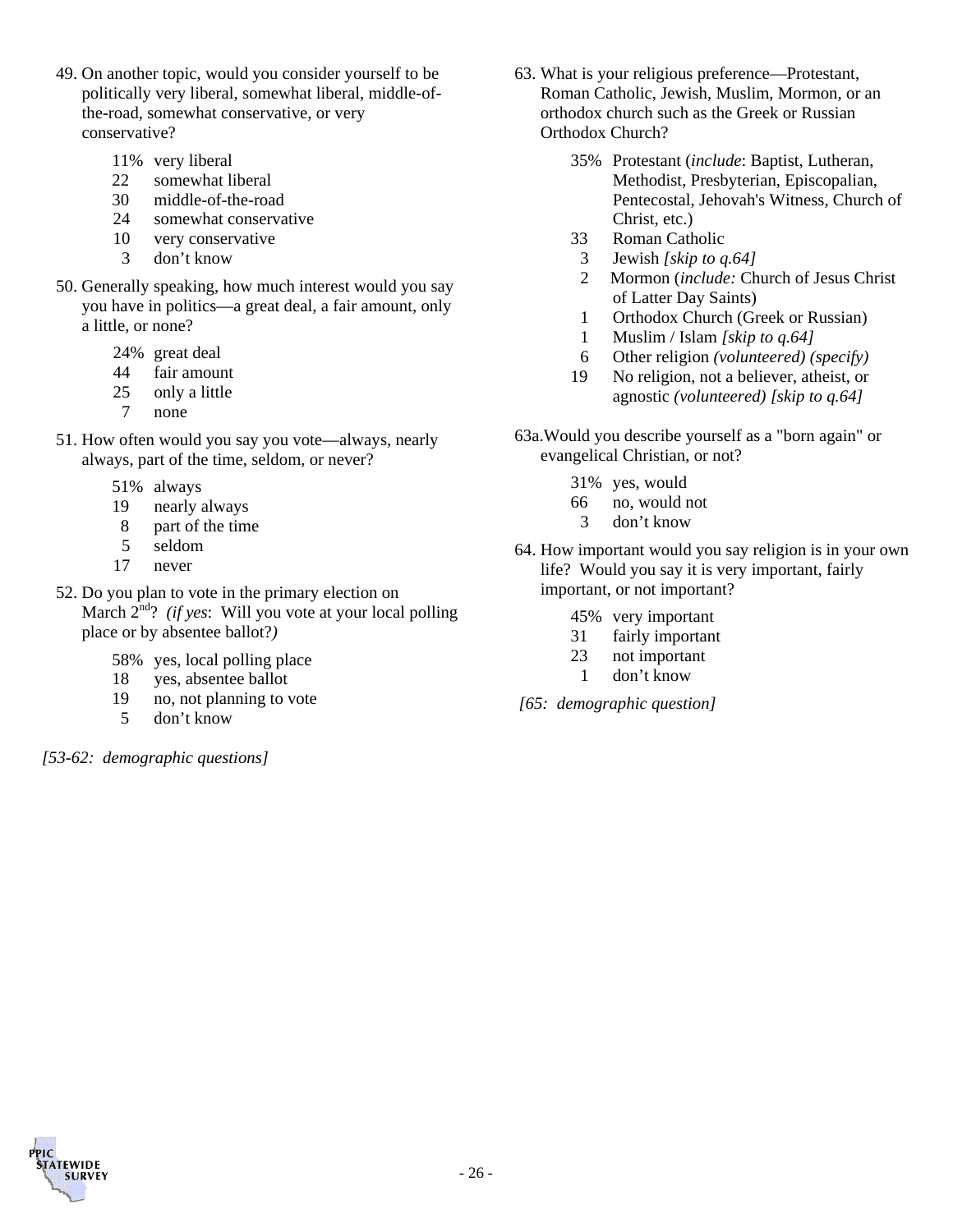49. On another topic, would you consider yourself to be politically very liberal, somewhat liberal, middle-of-the-road, somewhat conservative, or very conservative?

    11% very liberal
    22 somewhat liberal
    30 middle-of-the-road
    24 somewhat conservative
    10 very conservative
    3 don't know

50. Generally speaking, how much interest would you say you have in politics—a great deal, a fair amount, only a little, or none?

    24% great deal
    44 fair amount
    25 only a little
    7 none

51. How often would you say you vote—always, nearly always, part of the time, seldom, or never?

    51% always
    19 nearly always
    8 part of the time
    5 seldom
    17 never

52. Do you plan to vote in the primary election on March 2nd? *(if yes: Will you vote at your local polling place or by absentee ballot?)*

    58% yes, local polling place
    18 yes, absentee ballot
    19 no, not planning to vote
    5 don't know

*[53-62: demographic questions]*

63. What is your religious preference—Protestant, Roman Catholic, Jewish, Muslim, Mormon, or an orthodox church such as the Greek or Russian Orthodox Church?

    35% Protestant (*include*: Baptist, Lutheran, Methodist, Presbyterian, Episcopalian, Pentecostal, Jehovah's Witness, Church of Christ, etc.)
    33 Roman Catholic
    3 Jewish *[skip to q.64]*
    2 Mormon (*include:* Church of Jesus Christ of Latter Day Saints)
    1 Orthodox Church (Greek or Russian)
    1 Muslim / Islam *[skip to q.64]*
    6 Other religion *(volunteered) (specify)*
    19 No religion, not a believer, atheist, or agnostic *(volunteered) [skip to q.64]*

63a. Would you describe yourself as a "born again" or evangelical Christian, or not?

    31% yes, would
    66 no, would not
    3 don't know

64. How important would you say religion is in your own life? Would you say it is very important, fairly important, or not important?

    45% very important
    31 fairly important
    23 not important
    1 don't know

*[65: demographic question]*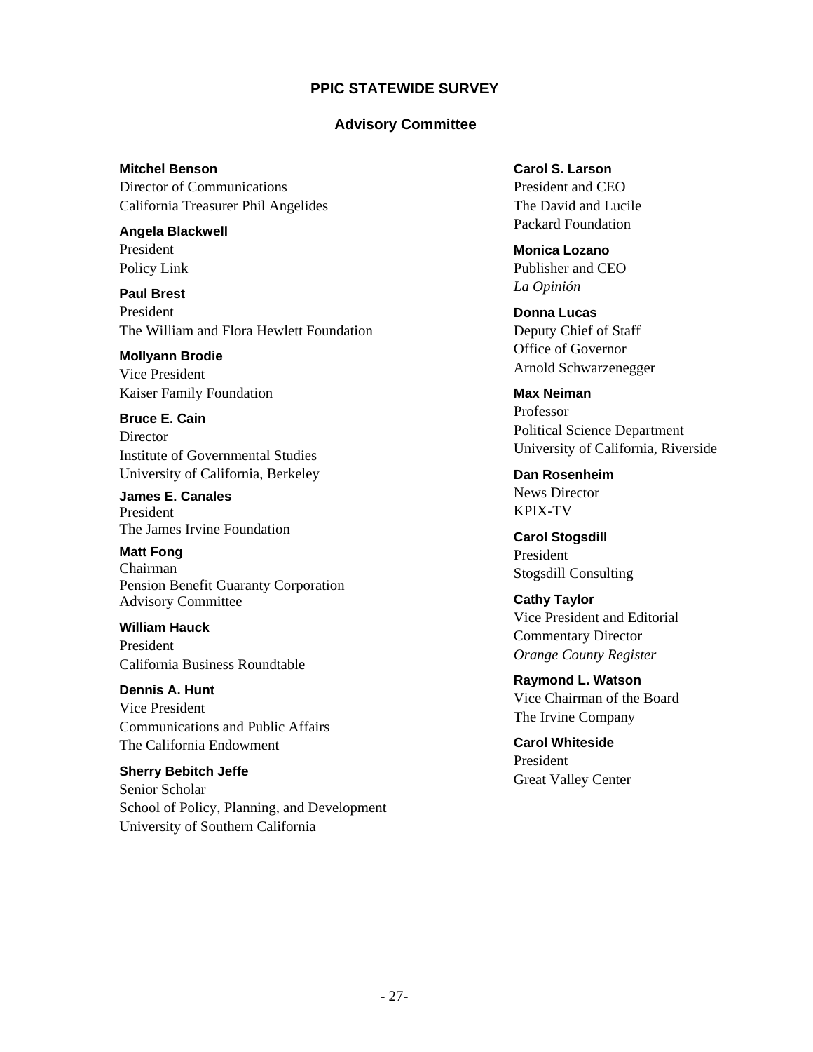# PPIC STATEWIDE SURVEY

## Advisory Committee

**Mitchel Benson**
Director of Communications
California Treasurer Phil Angelides

**Angela Blackwell**
President
Policy Link

**Paul Brest**
President
The William and Flora Hewlett Foundation

**Mollyann Brodie**
Vice President
Kaiser Family Foundation

**Bruce E. Cain**
Director
Institute of Governmental Studies
University of California, Berkeley

**James E. Canales**
President
The James Irvine Foundation

**Matt Fong**
Chairman
Pension Benefit Guaranty Corporation
Advisory Committee

**William Hauck**
President
California Business Roundtable

**Dennis A. Hunt**
Vice President
Communications and Public Affairs
The California Endowment

**Sherry Bebitch Jeffe**
Senior Scholar
School of Policy, Planning, and Development
University of Southern California

**Carol S. Larson**
President and CEO
The David and Lucile
Packard Foundation

**Monica Lozano**
Publisher and CEO
*La Opinión*

**Donna Lucas**
Deputy Chief of Staff
Office of Governor
Arnold Schwarzenegger

**Max Neiman**
Professor
Political Science Department
University of California, Riverside

**Dan Rosenheim**
News Director
KPIX-TV

**Carol Stogsdill**
President
Stogsdill Consulting

**Cathy Taylor**
Vice President and Editorial
Commentary Director
*Orange County Register*

**Raymond L. Watson**
Vice Chairman of the Board
The Irvine Company

**Carol Whiteside**
President
Great Valley Center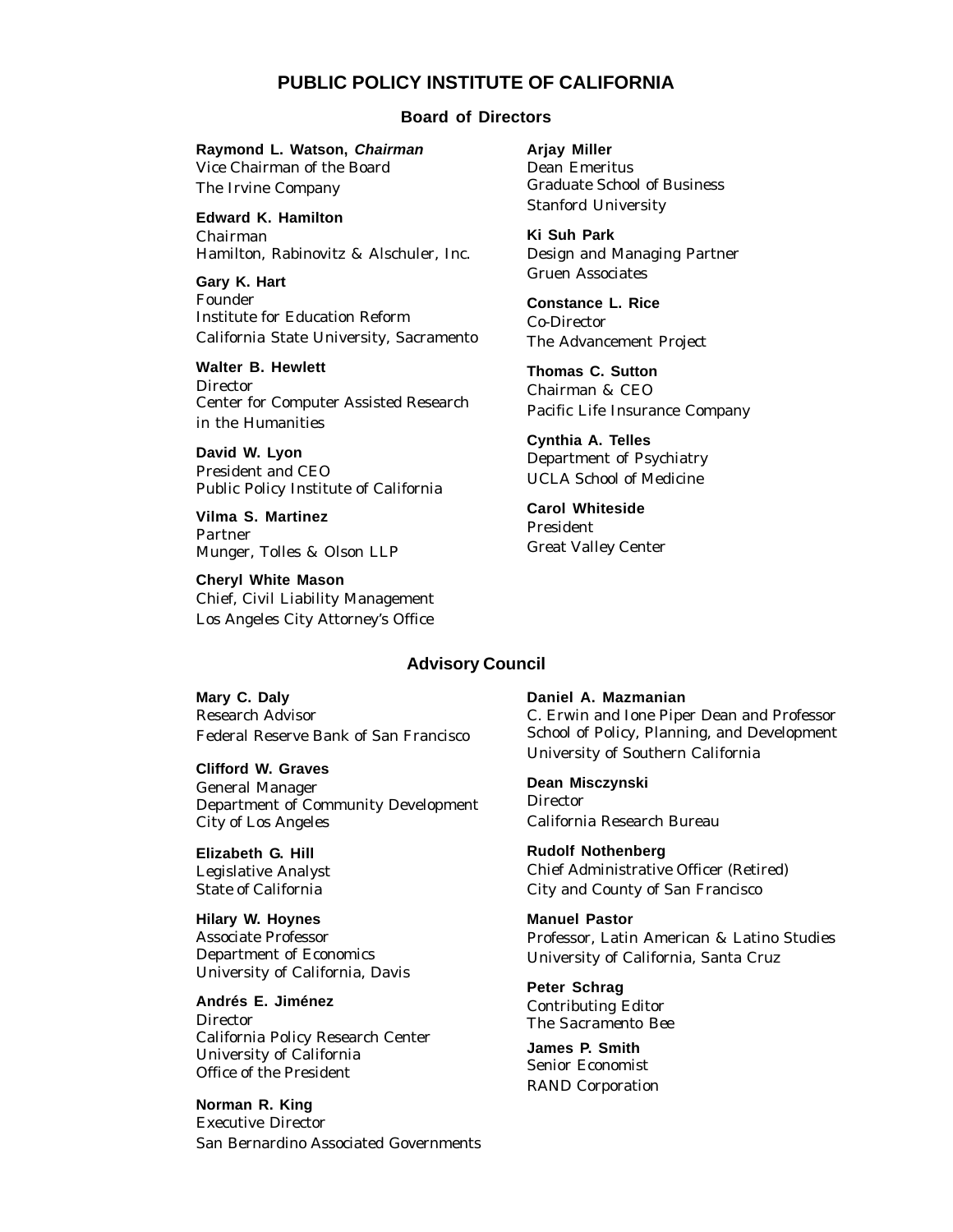# PUBLIC POLICY INSTITUTE OF CALIFORNIA

## Board of Directors

**Raymond L. Watson, *Chairman***
Vice Chairman of the Board
The Irvine Company

**Edward K. Hamilton**
Chairman
Hamilton, Rabinovitz & Alschuler, Inc.

**Gary K. Hart**
Founder
Institute for Education Reform
California State University, Sacramento

**Walter B. Hewlett**
Director
Center for Computer Assisted Research in the Humanities

**David W. Lyon**
President and CEO
Public Policy Institute of California

**Vilma S. Martinez**
Partner
Munger, Tolles & Olson LLP

**Cheryl White Mason**
Chief, Civil Liability Management
Los Angeles City Attorney's Office

**Arjay Miller**
Dean Emeritus
Graduate School of Business
Stanford University

**Ki Suh Park**
Design and Managing Partner
Gruen Associates

**Constance L. Rice**
Co-Director
The Advancement Project

**Thomas C. Sutton**
Chairman & CEO
Pacific Life Insurance Company

**Cynthia A. Telles**
Department of Psychiatry
UCLA School of Medicine

**Carol Whiteside**
President
Great Valley Center

## Advisory Council

**Mary C. Daly**
Research Advisor
Federal Reserve Bank of San Francisco

**Clifford W. Graves**
General Manager
Department of Community Development
City of Los Angeles

**Elizabeth G. Hill**
Legislative Analyst
State of California

**Hilary W. Hoynes**
Associate Professor
Department of Economics
University of California, Davis

**Andrés E. Jiménez**
Director
California Policy Research Center
University of California
Office of the President

**Norman R. King**
Executive Director
San Bernardino Associated Governments

**Daniel A. Mazmanian**
C. Erwin and Ione Piper Dean and Professor
School of Policy, Planning, and Development
University of Southern California

**Dean Misczynski**
Director
California Research Bureau

**Rudolf Nothenberg**
Chief Administrative Officer (Retired)
City and County of San Francisco

**Manuel Pastor**
Professor, Latin American & Latino Studies
University of California, Santa Cruz

**Peter Schrag**
Contributing Editor
The Sacramento Bee

**James P. Smith**
Senior Economist
RAND Corporation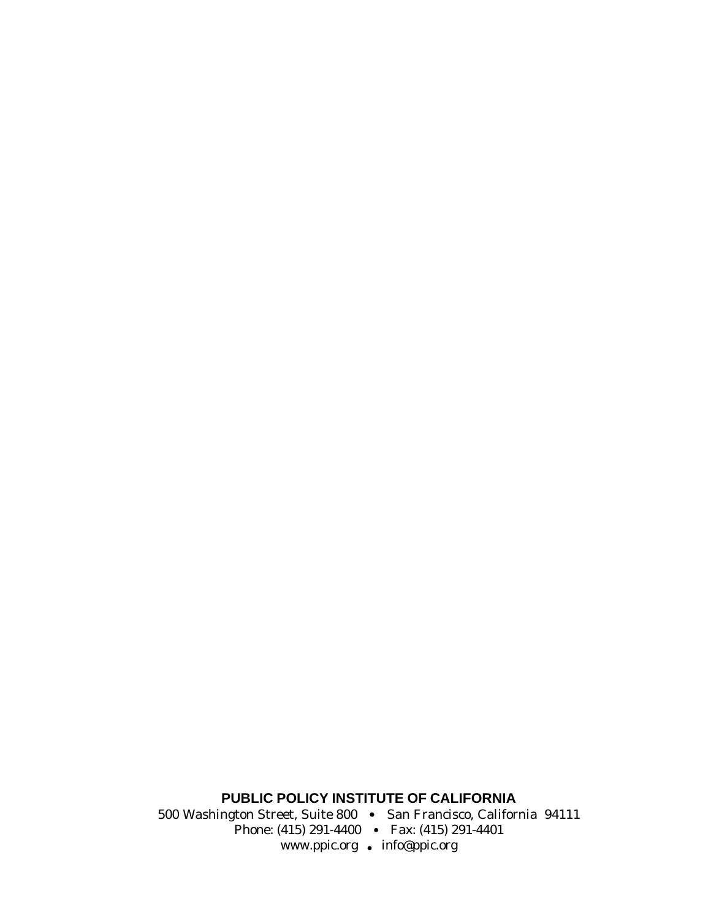**PUBLIC POLICY INSTITUTE OF CALIFORNIA**

500 Washington Street, Suite 800 • San Francisco, California 94111

Phone: (415) 291-4400 • Fax: (415) 291-4401

www.ppic.org • info@ppic.org